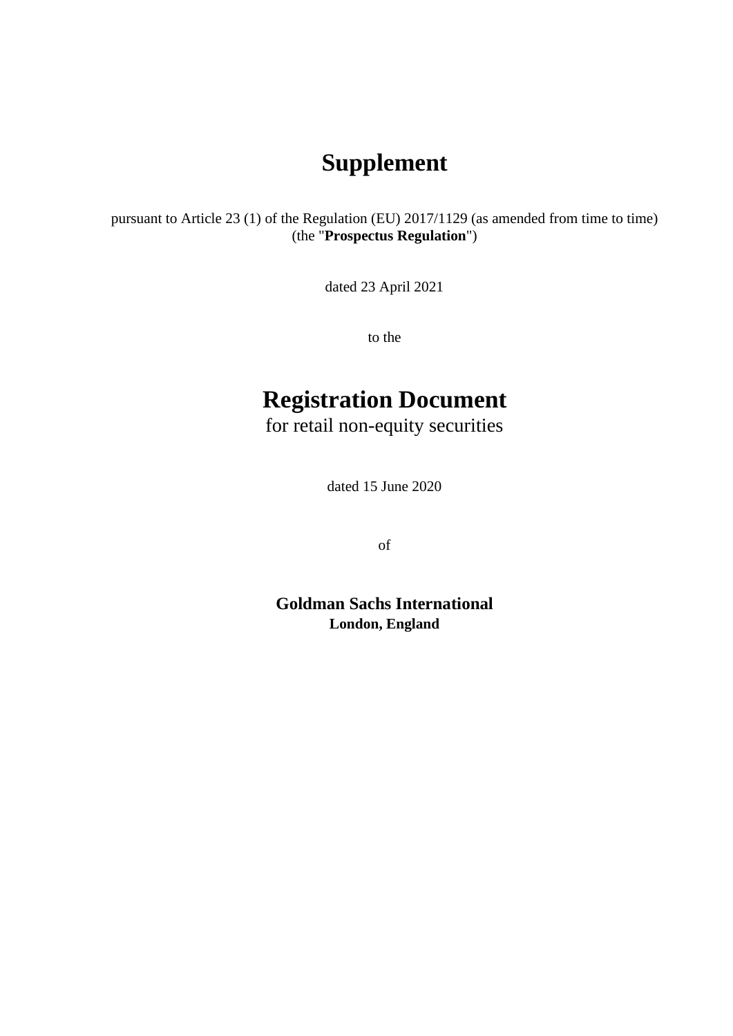# Supplement

pursuant to Article 23 (1) of the Regulation (EU) 2017/1129 (as amended from time to time) (the "**Prospectus Regulation**")

dated 23 April 2021

to the

# Registration Document

for retail non-equity securities

dated 15 June 2020

of

**Goldman Sachs International**
**London, England**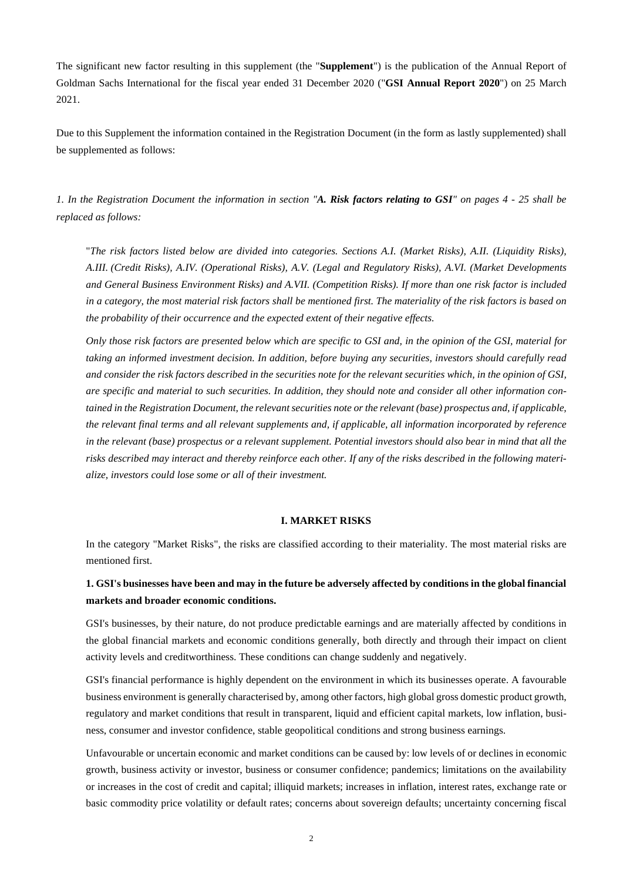The significant new factor resulting in this supplement (the "**Supplement**") is the publication of the Annual Report of Goldman Sachs International for the fiscal year ended 31 December 2020 ("**GSI Annual Report 2020**") on 25 March 2021.

Due to this Supplement the information contained in the Registration Document (in the form as lastly supplemented) shall be supplemented as follows:

*1. In the Registration Document the information in section "**A. Risk factors relating to GSI**" on pages 4 - 25 shall be replaced as follows:*

"*The risk factors listed below are divided into categories. Sections A.I. (Market Risks), A.II. (Liquidity Risks), A.III. (Credit Risks), A.IV. (Operational Risks), A.V. (Legal and Regulatory Risks), A.VI. (Market Developments and General Business Environment Risks) and A.VII. (Competition Risks). If more than one risk factor is included in a category, the most material risk factors shall be mentioned first. The materiality of the risk factors is based on the probability of their occurrence and the expected extent of their negative effects.*

*Only those risk factors are presented below which are specific to GSI and, in the opinion of the GSI, material for taking an informed investment decision. In addition, before buying any securities, investors should carefully read and consider the risk factors described in the securities note for the relevant securities which, in the opinion of GSI, are specific and material to such securities. In addition, they should note and consider all other information contained in the Registration Document, the relevant securities note or the relevant (base) prospectus and, if applicable, the relevant final terms and all relevant supplements and, if applicable, all information incorporated by reference in the relevant (base) prospectus or a relevant supplement. Potential investors should also bear in mind that all the risks described may interact and thereby reinforce each other. If any of the risks described in the following materialize, investors could lose some or all of their investment.*

**I. MARKET RISKS**

In the category "Market Risks", the risks are classified according to their materiality. The most material risks are mentioned first.

**1. GSI's businesses have been and may in the future be adversely affected by conditions in the global financial markets and broader economic conditions.**

GSI's businesses, by their nature, do not produce predictable earnings and are materially affected by conditions in the global financial markets and economic conditions generally, both directly and through their impact on client activity levels and creditworthiness. These conditions can change suddenly and negatively.

GSI's financial performance is highly dependent on the environment in which its businesses operate. A favourable business environment is generally characterised by, among other factors, high global gross domestic product growth, regulatory and market conditions that result in transparent, liquid and efficient capital markets, low inflation, business, consumer and investor confidence, stable geopolitical conditions and strong business earnings.

Unfavourable or uncertain economic and market conditions can be caused by: low levels of or declines in economic growth, business activity or investor, business or consumer confidence; pandemics; limitations on the availability or increases in the cost of credit and capital; illiquid markets; increases in inflation, interest rates, exchange rate or basic commodity price volatility or default rates; concerns about sovereign defaults; uncertainty concerning fiscal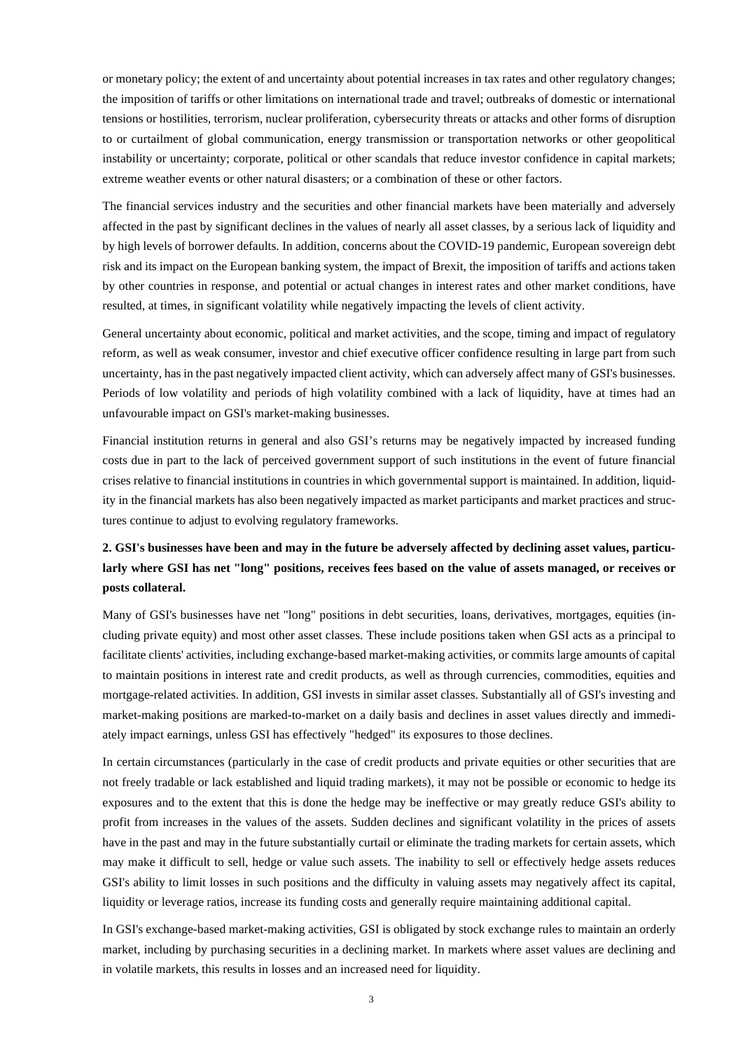or monetary policy; the extent of and uncertainty about potential increases in tax rates and other regulatory changes; the imposition of tariffs or other limitations on international trade and travel; outbreaks of domestic or international tensions or hostilities, terrorism, nuclear proliferation, cybersecurity threats or attacks and other forms of disruption to or curtailment of global communication, energy transmission or transportation networks or other geopolitical instability or uncertainty; corporate, political or other scandals that reduce investor confidence in capital markets; extreme weather events or other natural disasters; or a combination of these or other factors.

The financial services industry and the securities and other financial markets have been materially and adversely affected in the past by significant declines in the values of nearly all asset classes, by a serious lack of liquidity and by high levels of borrower defaults. In addition, concerns about the COVID-19 pandemic, European sovereign debt risk and its impact on the European banking system, the impact of Brexit, the imposition of tariffs and actions taken by other countries in response, and potential or actual changes in interest rates and other market conditions, have resulted, at times, in significant volatility while negatively impacting the levels of client activity.

General uncertainty about economic, political and market activities, and the scope, timing and impact of regulatory reform, as well as weak consumer, investor and chief executive officer confidence resulting in large part from such uncertainty, has in the past negatively impacted client activity, which can adversely affect many of GSI's businesses. Periods of low volatility and periods of high volatility combined with a lack of liquidity, have at times had an unfavourable impact on GSI's market-making businesses.

Financial institution returns in general and also GSI's returns may be negatively impacted by increased funding costs due in part to the lack of perceived government support of such institutions in the event of future financial crises relative to financial institutions in countries in which governmental support is maintained. In addition, liquidity in the financial markets has also been negatively impacted as market participants and market practices and structures continue to adjust to evolving regulatory frameworks.

**2. GSI's businesses have been and may in the future be adversely affected by declining asset values, particularly where GSI has net "long" positions, receives fees based on the value of assets managed, or receives or posts collateral.**

Many of GSI's businesses have net "long" positions in debt securities, loans, derivatives, mortgages, equities (including private equity) and most other asset classes. These include positions taken when GSI acts as a principal to facilitate clients' activities, including exchange-based market-making activities, or commits large amounts of capital to maintain positions in interest rate and credit products, as well as through currencies, commodities, equities and mortgage-related activities. In addition, GSI invests in similar asset classes. Substantially all of GSI's investing and market-making positions are marked-to-market on a daily basis and declines in asset values directly and immediately impact earnings, unless GSI has effectively "hedged" its exposures to those declines.

In certain circumstances (particularly in the case of credit products and private equities or other securities that are not freely tradable or lack established and liquid trading markets), it may not be possible or economic to hedge its exposures and to the extent that this is done the hedge may be ineffective or may greatly reduce GSI's ability to profit from increases in the values of the assets. Sudden declines and significant volatility in the prices of assets have in the past and may in the future substantially curtail or eliminate the trading markets for certain assets, which may make it difficult to sell, hedge or value such assets. The inability to sell or effectively hedge assets reduces GSI's ability to limit losses in such positions and the difficulty in valuing assets may negatively affect its capital, liquidity or leverage ratios, increase its funding costs and generally require maintaining additional capital.

In GSI's exchange-based market-making activities, GSI is obligated by stock exchange rules to maintain an orderly market, including by purchasing securities in a declining market. In markets where asset values are declining and in volatile markets, this results in losses and an increased need for liquidity.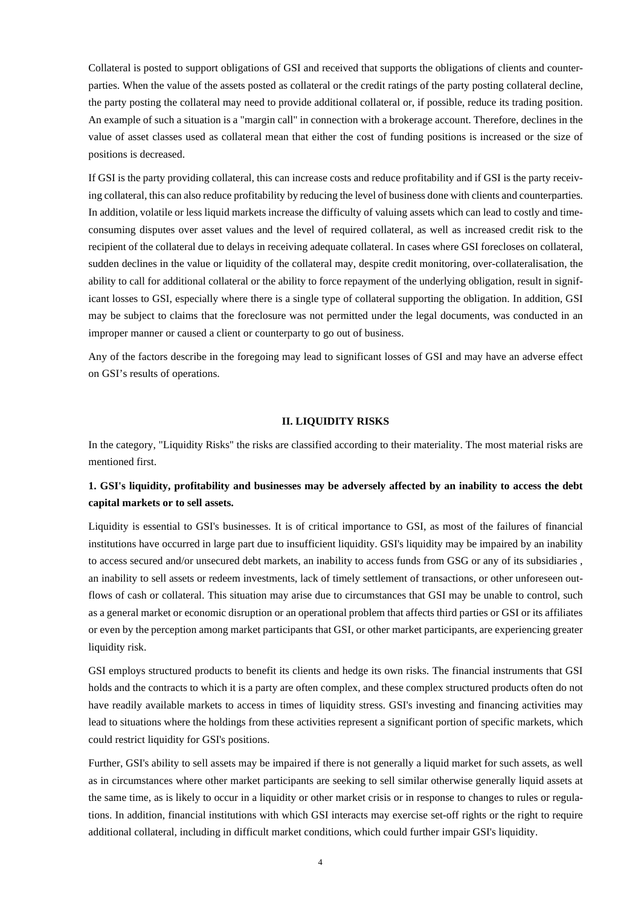Collateral is posted to support obligations of GSI and received that supports the obligations of clients and counterparties. When the value of the assets posted as collateral or the credit ratings of the party posting collateral decline, the party posting the collateral may need to provide additional collateral or, if possible, reduce its trading position. An example of such a situation is a "margin call" in connection with a brokerage account. Therefore, declines in the value of asset classes used as collateral mean that either the cost of funding positions is increased or the size of positions is decreased.

If GSI is the party providing collateral, this can increase costs and reduce profitability and if GSI is the party receiving collateral, this can also reduce profitability by reducing the level of business done with clients and counterparties. In addition, volatile or less liquid markets increase the difficulty of valuing assets which can lead to costly and time-consuming disputes over asset values and the level of required collateral, as well as increased credit risk to the recipient of the collateral due to delays in receiving adequate collateral. In cases where GSI forecloses on collateral, sudden declines in the value or liquidity of the collateral may, despite credit monitoring, over-collateralisation, the ability to call for additional collateral or the ability to force repayment of the underlying obligation, result in significant losses to GSI, especially where there is a single type of collateral supporting the obligation. In addition, GSI may be subject to claims that the foreclosure was not permitted under the legal documents, was conducted in an improper manner or caused a client or counterparty to go out of business.

Any of the factors describe in the foregoing may lead to significant losses of GSI and may have an adverse effect on GSI's results of operations.

## II. LIQUIDITY RISKS

In the category, "Liquidity Risks" the risks are classified according to their materiality. The most material risks are mentioned first.

### 1. GSI's liquidity, profitability and businesses may be adversely affected by an inability to access the debt capital markets or to sell assets.

Liquidity is essential to GSI's businesses. It is of critical importance to GSI, as most of the failures of financial institutions have occurred in large part due to insufficient liquidity. GSI's liquidity may be impaired by an inability to access secured and/or unsecured debt markets, an inability to access funds from GSG or any of its subsidiaries , an inability to sell assets or redeem investments, lack of timely settlement of transactions, or other unforeseen outflows of cash or collateral. This situation may arise due to circumstances that GSI may be unable to control, such as a general market or economic disruption or an operational problem that affects third parties or GSI or its affiliates or even by the perception among market participants that GSI, or other market participants, are experiencing greater liquidity risk.

GSI employs structured products to benefit its clients and hedge its own risks. The financial instruments that GSI holds and the contracts to which it is a party are often complex, and these complex structured products often do not have readily available markets to access in times of liquidity stress. GSI's investing and financing activities may lead to situations where the holdings from these activities represent a significant portion of specific markets, which could restrict liquidity for GSI's positions.

Further, GSI's ability to sell assets may be impaired if there is not generally a liquid market for such assets, as well as in circumstances where other market participants are seeking to sell similar otherwise generally liquid assets at the same time, as is likely to occur in a liquidity or other market crisis or in response to changes to rules or regulations. In addition, financial institutions with which GSI interacts may exercise set-off rights or the right to require additional collateral, including in difficult market conditions, which could further impair GSI's liquidity.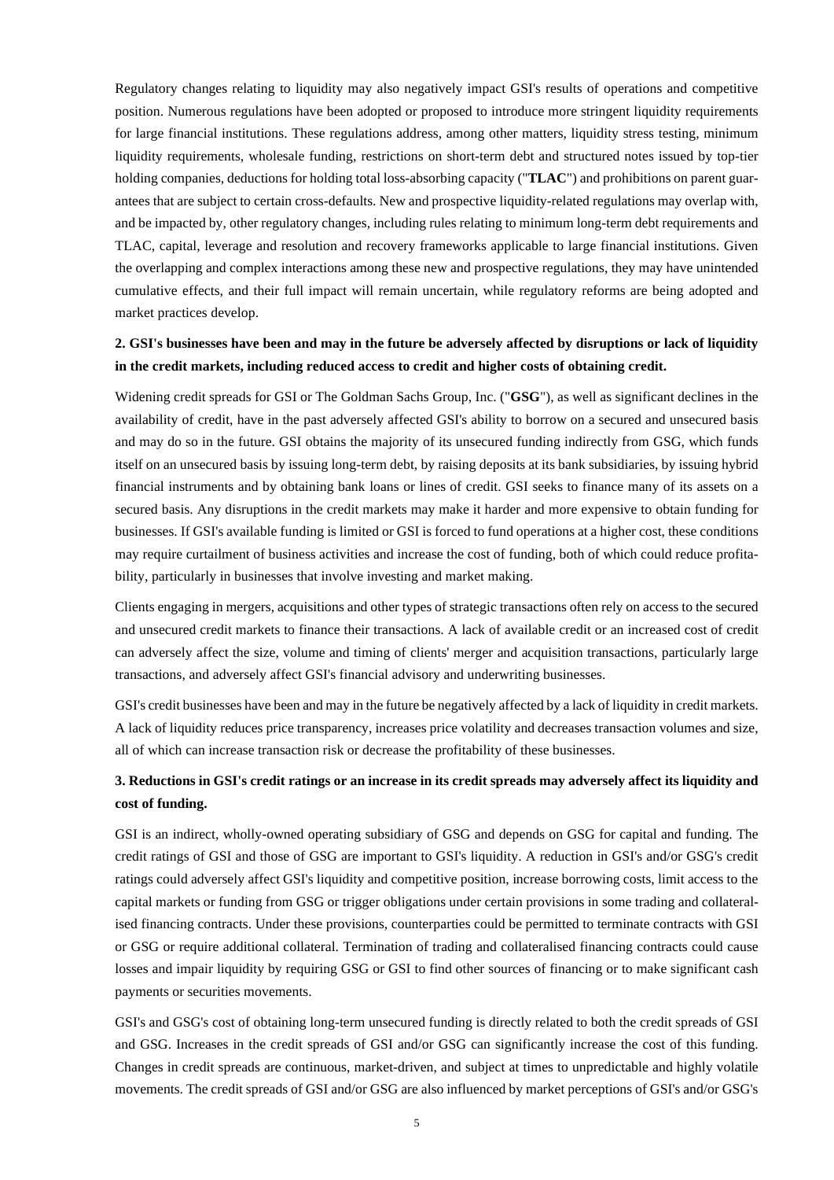Regulatory changes relating to liquidity may also negatively impact GSI's results of operations and competitive position. Numerous regulations have been adopted or proposed to introduce more stringent liquidity requirements for large financial institutions. These regulations address, among other matters, liquidity stress testing, minimum liquidity requirements, wholesale funding, restrictions on short-term debt and structured notes issued by top-tier holding companies, deductions for holding total loss-absorbing capacity ("**TLAC**") and prohibitions on parent guarantees that are subject to certain cross-defaults. New and prospective liquidity-related regulations may overlap with, and be impacted by, other regulatory changes, including rules relating to minimum long-term debt requirements and TLAC, capital, leverage and resolution and recovery frameworks applicable to large financial institutions. Given the overlapping and complex interactions among these new and prospective regulations, they may have unintended cumulative effects, and their full impact will remain uncertain, while regulatory reforms are being adopted and market practices develop.

### 2. GSI's businesses have been and may in the future be adversely affected by disruptions or lack of liquidity in the credit markets, including reduced access to credit and higher costs of obtaining credit.

Widening credit spreads for GSI or The Goldman Sachs Group, Inc. ("**GSG**"), as well as significant declines in the availability of credit, have in the past adversely affected GSI's ability to borrow on a secured and unsecured basis and may do so in the future. GSI obtains the majority of its unsecured funding indirectly from GSG, which funds itself on an unsecured basis by issuing long-term debt, by raising deposits at its bank subsidiaries, by issuing hybrid financial instruments and by obtaining bank loans or lines of credit. GSI seeks to finance many of its assets on a secured basis. Any disruptions in the credit markets may make it harder and more expensive to obtain funding for businesses. If GSI's available funding is limited or GSI is forced to fund operations at a higher cost, these conditions may require curtailment of business activities and increase the cost of funding, both of which could reduce profitability, particularly in businesses that involve investing and market making.

Clients engaging in mergers, acquisitions and other types of strategic transactions often rely on access to the secured and unsecured credit markets to finance their transactions. A lack of available credit or an increased cost of credit can adversely affect the size, volume and timing of clients' merger and acquisition transactions, particularly large transactions, and adversely affect GSI's financial advisory and underwriting businesses.

GSI's credit businesses have been and may in the future be negatively affected by a lack of liquidity in credit markets. A lack of liquidity reduces price transparency, increases price volatility and decreases transaction volumes and size, all of which can increase transaction risk or decrease the profitability of these businesses.

### 3. Reductions in GSI's credit ratings or an increase in its credit spreads may adversely affect its liquidity and cost of funding.

GSI is an indirect, wholly-owned operating subsidiary of GSG and depends on GSG for capital and funding. The credit ratings of GSI and those of GSG are important to GSI's liquidity. A reduction in GSI's and/or GSG's credit ratings could adversely affect GSI's liquidity and competitive position, increase borrowing costs, limit access to the capital markets or funding from GSG or trigger obligations under certain provisions in some trading and collateralised financing contracts. Under these provisions, counterparties could be permitted to terminate contracts with GSI or GSG or require additional collateral. Termination of trading and collateralised financing contracts could cause losses and impair liquidity by requiring GSG or GSI to find other sources of financing or to make significant cash payments or securities movements.

GSI's and GSG's cost of obtaining long-term unsecured funding is directly related to both the credit spreads of GSI and GSG. Increases in the credit spreads of GSI and/or GSG can significantly increase the cost of this funding. Changes in credit spreads are continuous, market-driven, and subject at times to unpredictable and highly volatile movements. The credit spreads of GSI and/or GSG are also influenced by market perceptions of GSI's and/or GSG's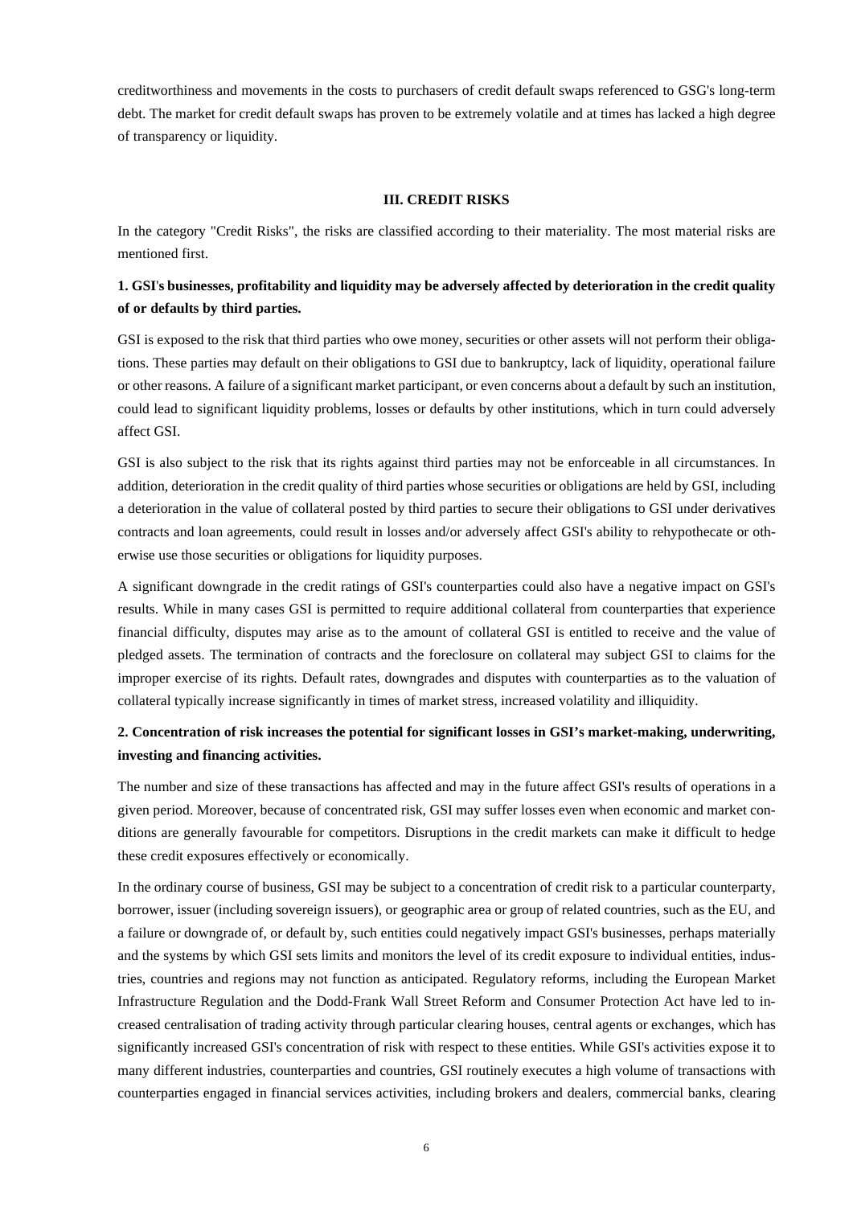creditworthiness and movements in the costs to purchasers of credit default swaps referenced to GSG's long-term debt. The market for credit default swaps has proven to be extremely volatile and at times has lacked a high degree of transparency or liquidity.

## III. CREDIT RISKS

In the category "Credit Risks", the risks are classified according to their materiality. The most material risks are mentioned first.

### 1. GSI's businesses, profitability and liquidity may be adversely affected by deterioration in the credit quality of or defaults by third parties.

GSI is exposed to the risk that third parties who owe money, securities or other assets will not perform their obligations. These parties may default on their obligations to GSI due to bankruptcy, lack of liquidity, operational failure or other reasons. A failure of a significant market participant, or even concerns about a default by such an institution, could lead to significant liquidity problems, losses or defaults by other institutions, which in turn could adversely affect GSI.

GSI is also subject to the risk that its rights against third parties may not be enforceable in all circumstances. In addition, deterioration in the credit quality of third parties whose securities or obligations are held by GSI, including a deterioration in the value of collateral posted by third parties to secure their obligations to GSI under derivatives contracts and loan agreements, could result in losses and/or adversely affect GSI's ability to rehypothecate or otherwise use those securities or obligations for liquidity purposes.

A significant downgrade in the credit ratings of GSI's counterparties could also have a negative impact on GSI's results. While in many cases GSI is permitted to require additional collateral from counterparties that experience financial difficulty, disputes may arise as to the amount of collateral GSI is entitled to receive and the value of pledged assets. The termination of contracts and the foreclosure on collateral may subject GSI to claims for the improper exercise of its rights. Default rates, downgrades and disputes with counterparties as to the valuation of collateral typically increase significantly in times of market stress, increased volatility and illiquidity.

### 2. Concentration of risk increases the potential for significant losses in GSI's market-making, underwriting, investing and financing activities.

The number and size of these transactions has affected and may in the future affect GSI's results of operations in a given period. Moreover, because of concentrated risk, GSI may suffer losses even when economic and market conditions are generally favourable for competitors. Disruptions in the credit markets can make it difficult to hedge these credit exposures effectively or economically.

In the ordinary course of business, GSI may be subject to a concentration of credit risk to a particular counterparty, borrower, issuer (including sovereign issuers), or geographic area or group of related countries, such as the EU, and a failure or downgrade of, or default by, such entities could negatively impact GSI's businesses, perhaps materially and the systems by which GSI sets limits and monitors the level of its credit exposure to individual entities, industries, countries and regions may not function as anticipated. Regulatory reforms, including the European Market Infrastructure Regulation and the Dodd-Frank Wall Street Reform and Consumer Protection Act have led to increased centralisation of trading activity through particular clearing houses, central agents or exchanges, which has significantly increased GSI's concentration of risk with respect to these entities. While GSI's activities expose it to many different industries, counterparties and countries, GSI routinely executes a high volume of transactions with counterparties engaged in financial services activities, including brokers and dealers, commercial banks, clearing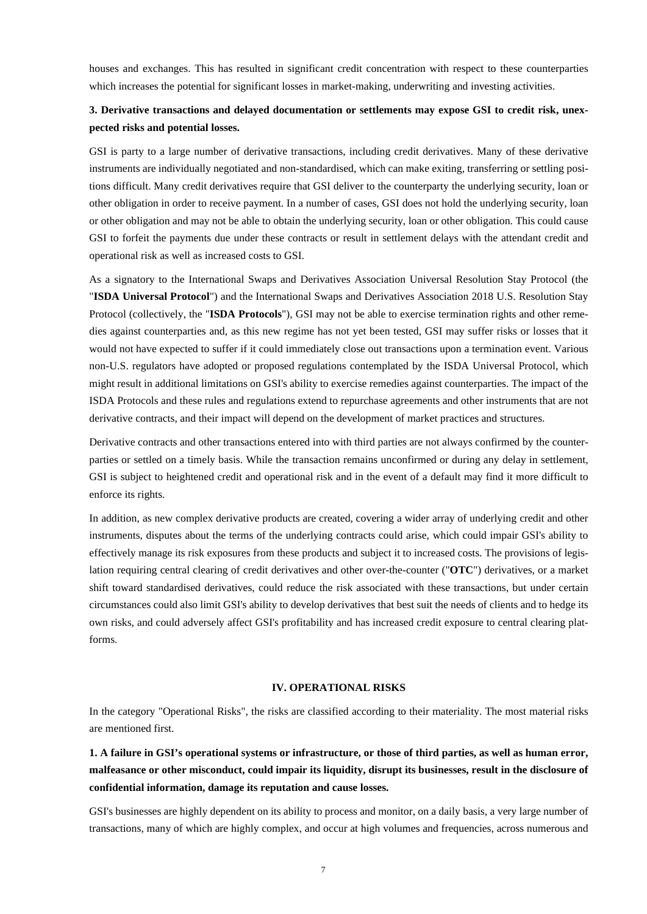houses and exchanges. This has resulted in significant credit concentration with respect to these counterparties which increases the potential for significant losses in market-making, underwriting and investing activities.

### 3. Derivative transactions and delayed documentation or settlements may expose GSI to credit risk, unexpected risks and potential losses.

GSI is party to a large number of derivative transactions, including credit derivatives. Many of these derivative instruments are individually negotiated and non-standardised, which can make exiting, transferring or settling positions difficult. Many credit derivatives require that GSI deliver to the counterparty the underlying security, loan or other obligation in order to receive payment. In a number of cases, GSI does not hold the underlying security, loan or other obligation and may not be able to obtain the underlying security, loan or other obligation. This could cause GSI to forfeit the payments due under these contracts or result in settlement delays with the attendant credit and operational risk as well as increased costs to GSI.

As a signatory to the International Swaps and Derivatives Association Universal Resolution Stay Protocol (the "**ISDA Universal Protocol**") and the International Swaps and Derivatives Association 2018 U.S. Resolution Stay Protocol (collectively, the "**ISDA Protocols**"), GSI may not be able to exercise termination rights and other remedies against counterparties and, as this new regime has not yet been tested, GSI may suffer risks or losses that it would not have expected to suffer if it could immediately close out transactions upon a termination event. Various non-U.S. regulators have adopted or proposed regulations contemplated by the ISDA Universal Protocol, which might result in additional limitations on GSI's ability to exercise remedies against counterparties. The impact of the ISDA Protocols and these rules and regulations extend to repurchase agreements and other instruments that are not derivative contracts, and their impact will depend on the development of market practices and structures.

Derivative contracts and other transactions entered into with third parties are not always confirmed by the counterparties or settled on a timely basis. While the transaction remains unconfirmed or during any delay in settlement, GSI is subject to heightened credit and operational risk and in the event of a default may find it more difficult to enforce its rights.

In addition, as new complex derivative products are created, covering a wider array of underlying credit and other instruments, disputes about the terms of the underlying contracts could arise, which could impair GSI's ability to effectively manage its risk exposures from these products and subject it to increased costs. The provisions of legislation requiring central clearing of credit derivatives and other over-the-counter ("**OTC**") derivatives, or a market shift toward standardised derivatives, could reduce the risk associated with these transactions, but under certain circumstances could also limit GSI's ability to develop derivatives that best suit the needs of clients and to hedge its own risks, and could adversely affect GSI's profitability and has increased credit exposure to central clearing platforms.

## IV. OPERATIONAL RISKS

In the category "Operational Risks", the risks are classified according to their materiality. The most material risks are mentioned first.

### 1. A failure in GSI's operational systems or infrastructure, or those of third parties, as well as human error, malfeasance or other misconduct, could impair its liquidity, disrupt its businesses, result in the disclosure of confidential information, damage its reputation and cause losses.

GSI's businesses are highly dependent on its ability to process and monitor, on a daily basis, a very large number of transactions, many of which are highly complex, and occur at high volumes and frequencies, across numerous and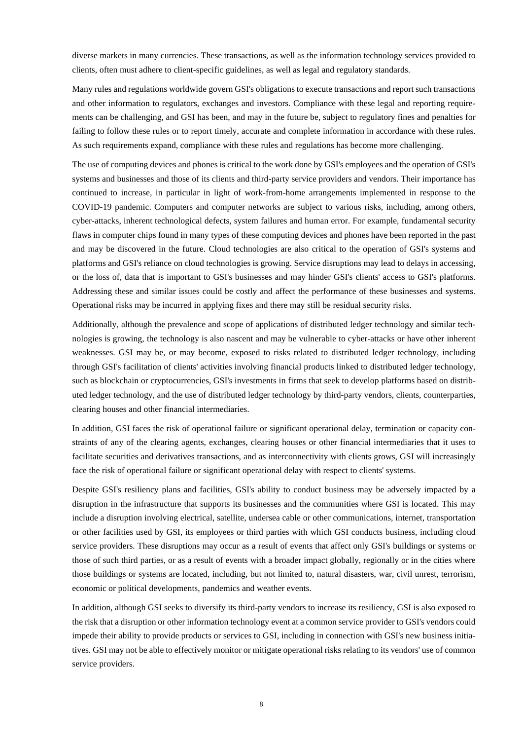diverse markets in many currencies. These transactions, as well as the information technology services provided to clients, often must adhere to client-specific guidelines, as well as legal and regulatory standards.

Many rules and regulations worldwide govern GSI's obligations to execute transactions and report such transactions and other information to regulators, exchanges and investors. Compliance with these legal and reporting requirements can be challenging, and GSI has been, and may in the future be, subject to regulatory fines and penalties for failing to follow these rules or to report timely, accurate and complete information in accordance with these rules. As such requirements expand, compliance with these rules and regulations has become more challenging.

The use of computing devices and phones is critical to the work done by GSI's employees and the operation of GSI's systems and businesses and those of its clients and third-party service providers and vendors. Their importance has continued to increase, in particular in light of work-from-home arrangements implemented in response to the COVID-19 pandemic. Computers and computer networks are subject to various risks, including, among others, cyber-attacks, inherent technological defects, system failures and human error. For example, fundamental security flaws in computer chips found in many types of these computing devices and phones have been reported in the past and may be discovered in the future. Cloud technologies are also critical to the operation of GSI's systems and platforms and GSI's reliance on cloud technologies is growing. Service disruptions may lead to delays in accessing, or the loss of, data that is important to GSI's businesses and may hinder GSI's clients' access to GSI's platforms. Addressing these and similar issues could be costly and affect the performance of these businesses and systems. Operational risks may be incurred in applying fixes and there may still be residual security risks.

Additionally, although the prevalence and scope of applications of distributed ledger technology and similar technologies is growing, the technology is also nascent and may be vulnerable to cyber-attacks or have other inherent weaknesses. GSI may be, or may become, exposed to risks related to distributed ledger technology, including through GSI's facilitation of clients' activities involving financial products linked to distributed ledger technology, such as blockchain or cryptocurrencies, GSI's investments in firms that seek to develop platforms based on distributed ledger technology, and the use of distributed ledger technology by third-party vendors, clients, counterparties, clearing houses and other financial intermediaries.

In addition, GSI faces the risk of operational failure or significant operational delay, termination or capacity constraints of any of the clearing agents, exchanges, clearing houses or other financial intermediaries that it uses to facilitate securities and derivatives transactions, and as interconnectivity with clients grows, GSI will increasingly face the risk of operational failure or significant operational delay with respect to clients' systems.

Despite GSI's resiliency plans and facilities, GSI's ability to conduct business may be adversely impacted by a disruption in the infrastructure that supports its businesses and the communities where GSI is located. This may include a disruption involving electrical, satellite, undersea cable or other communications, internet, transportation or other facilities used by GSI, its employees or third parties with which GSI conducts business, including cloud service providers. These disruptions may occur as a result of events that affect only GSI's buildings or systems or those of such third parties, or as a result of events with a broader impact globally, regionally or in the cities where those buildings or systems are located, including, but not limited to, natural disasters, war, civil unrest, terrorism, economic or political developments, pandemics and weather events.

In addition, although GSI seeks to diversify its third-party vendors to increase its resiliency, GSI is also exposed to the risk that a disruption or other information technology event at a common service provider to GSI's vendors could impede their ability to provide products or services to GSI, including in connection with GSI's new business initiatives. GSI may not be able to effectively monitor or mitigate operational risks relating to its vendors' use of common service providers.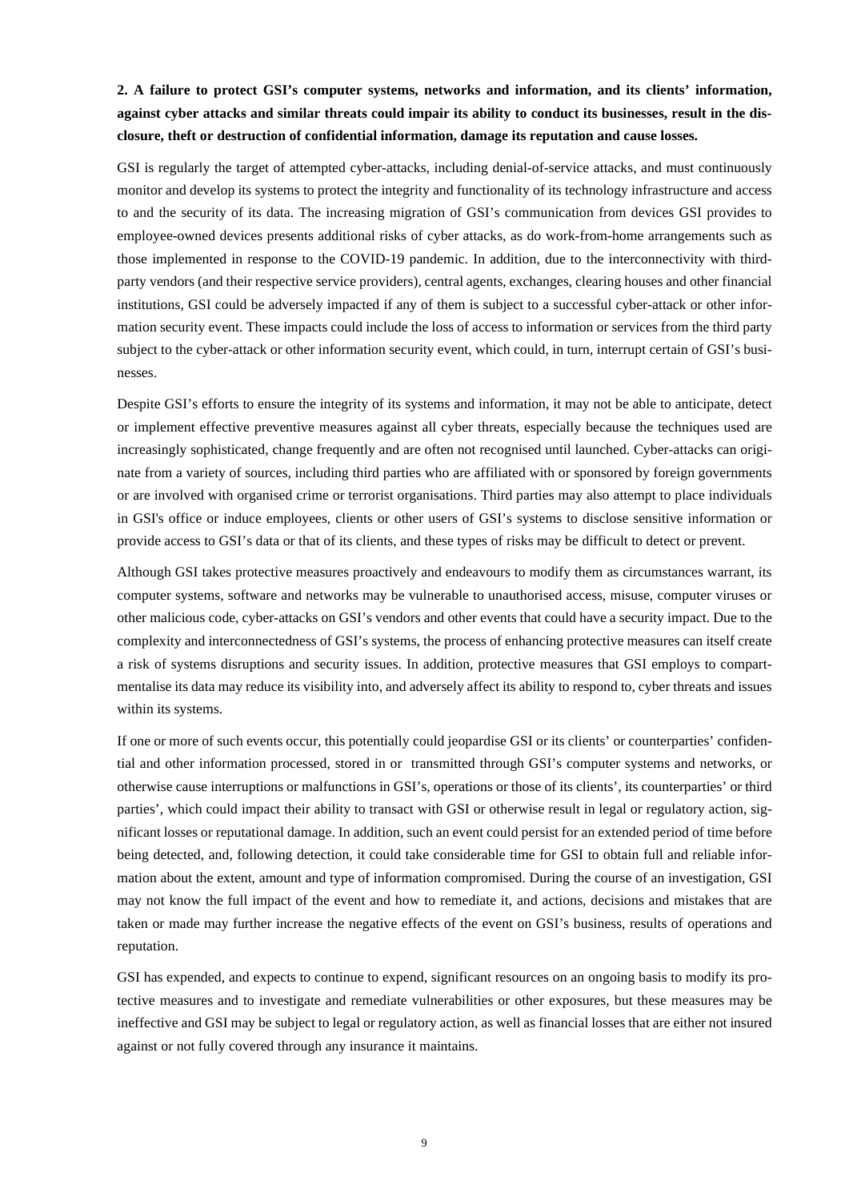**2. A failure to protect GSI's computer systems, networks and information, and its clients' information, against cyber attacks and similar threats could impair its ability to conduct its businesses, result in the disclosure, theft or destruction of confidential information, damage its reputation and cause losses.**

GSI is regularly the target of attempted cyber-attacks, including denial-of-service attacks, and must continuously monitor and develop its systems to protect the integrity and functionality of its technology infrastructure and access to and the security of its data. The increasing migration of GSI's communication from devices GSI provides to employee-owned devices presents additional risks of cyber attacks, as do work-from-home arrangements such as those implemented in response to the COVID-19 pandemic. In addition, due to the interconnectivity with third-party vendors (and their respective service providers), central agents, exchanges, clearing houses and other financial institutions, GSI could be adversely impacted if any of them is subject to a successful cyber-attack or other information security event. These impacts could include the loss of access to information or services from the third party subject to the cyber-attack or other information security event, which could, in turn, interrupt certain of GSI's businesses.

Despite GSI's efforts to ensure the integrity of its systems and information, it may not be able to anticipate, detect or implement effective preventive measures against all cyber threats, especially because the techniques used are increasingly sophisticated, change frequently and are often not recognised until launched. Cyber-attacks can originate from a variety of sources, including third parties who are affiliated with or sponsored by foreign governments or are involved with organised crime or terrorist organisations. Third parties may also attempt to place individuals in GSI's office or induce employees, clients or other users of GSI's systems to disclose sensitive information or provide access to GSI's data or that of its clients, and these types of risks may be difficult to detect or prevent.

Although GSI takes protective measures proactively and endeavours to modify them as circumstances warrant, its computer systems, software and networks may be vulnerable to unauthorised access, misuse, computer viruses or other malicious code, cyber-attacks on GSI's vendors and other events that could have a security impact. Due to the complexity and interconnectedness of GSI's systems, the process of enhancing protective measures can itself create a risk of systems disruptions and security issues. In addition, protective measures that GSI employs to compartmentalise its data may reduce its visibility into, and adversely affect its ability to respond to, cyber threats and issues within its systems.

If one or more of such events occur, this potentially could jeopardise GSI or its clients' or counterparties' confidential and other information processed, stored in or transmitted through GSI's computer systems and networks, or otherwise cause interruptions or malfunctions in GSI's, operations or those of its clients', its counterparties' or third parties', which could impact their ability to transact with GSI or otherwise result in legal or regulatory action, significant losses or reputational damage. In addition, such an event could persist for an extended period of time before being detected, and, following detection, it could take considerable time for GSI to obtain full and reliable information about the extent, amount and type of information compromised. During the course of an investigation, GSI may not know the full impact of the event and how to remediate it, and actions, decisions and mistakes that are taken or made may further increase the negative effects of the event on GSI's business, results of operations and reputation.

GSI has expended, and expects to continue to expend, significant resources on an ongoing basis to modify its protective measures and to investigate and remediate vulnerabilities or other exposures, but these measures may be ineffective and GSI may be subject to legal or regulatory action, as well as financial losses that are either not insured against or not fully covered through any insurance it maintains.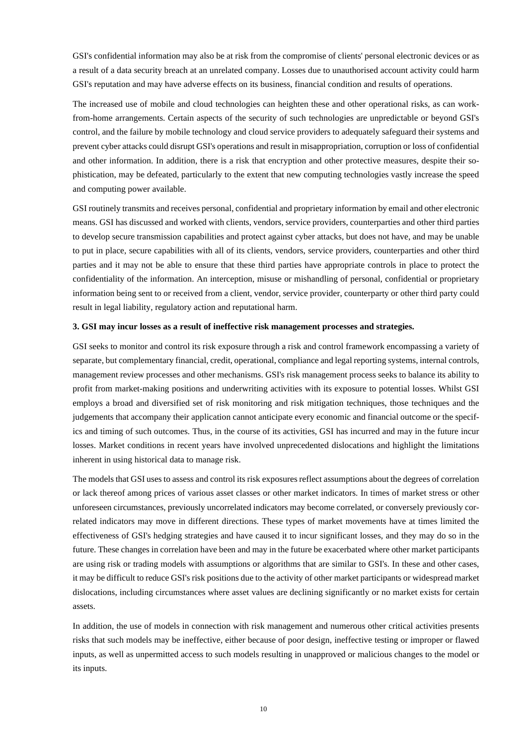GSI's confidential information may also be at risk from the compromise of clients' personal electronic devices or as a result of a data security breach at an unrelated company. Losses due to unauthorised account activity could harm GSI's reputation and may have adverse effects on its business, financial condition and results of operations.

The increased use of mobile and cloud technologies can heighten these and other operational risks, as can work-from-home arrangements. Certain aspects of the security of such technologies are unpredictable or beyond GSI's control, and the failure by mobile technology and cloud service providers to adequately safeguard their systems and prevent cyber attacks could disrupt GSI's operations and result in misappropriation, corruption or loss of confidential and other information. In addition, there is a risk that encryption and other protective measures, despite their sophistication, may be defeated, particularly to the extent that new computing technologies vastly increase the speed and computing power available.

GSI routinely transmits and receives personal, confidential and proprietary information by email and other electronic means. GSI has discussed and worked with clients, vendors, service providers, counterparties and other third parties to develop secure transmission capabilities and protect against cyber attacks, but does not have, and may be unable to put in place, secure capabilities with all of its clients, vendors, service providers, counterparties and other third parties and it may not be able to ensure that these third parties have appropriate controls in place to protect the confidentiality of the information. An interception, misuse or mishandling of personal, confidential or proprietary information being sent to or received from a client, vendor, service provider, counterparty or other third party could result in legal liability, regulatory action and reputational harm.

**3. GSI may incur losses as a result of ineffective risk management processes and strategies.**

GSI seeks to monitor and control its risk exposure through a risk and control framework encompassing a variety of separate, but complementary financial, credit, operational, compliance and legal reporting systems, internal controls, management review processes and other mechanisms. GSI's risk management process seeks to balance its ability to profit from market-making positions and underwriting activities with its exposure to potential losses. Whilst GSI employs a broad and diversified set of risk monitoring and risk mitigation techniques, those techniques and the judgements that accompany their application cannot anticipate every economic and financial outcome or the specifics and timing of such outcomes. Thus, in the course of its activities, GSI has incurred and may in the future incur losses. Market conditions in recent years have involved unprecedented dislocations and highlight the limitations inherent in using historical data to manage risk.

The models that GSI uses to assess and control its risk exposures reflect assumptions about the degrees of correlation or lack thereof among prices of various asset classes or other market indicators. In times of market stress or other unforeseen circumstances, previously uncorrelated indicators may become correlated, or conversely previously correlated indicators may move in different directions. These types of market movements have at times limited the effectiveness of GSI's hedging strategies and have caused it to incur significant losses, and they may do so in the future. These changes in correlation have been and may in the future be exacerbated where other market participants are using risk or trading models with assumptions or algorithms that are similar to GSI's. In these and other cases, it may be difficult to reduce GSI's risk positions due to the activity of other market participants or widespread market dislocations, including circumstances where asset values are declining significantly or no market exists for certain assets.

In addition, the use of models in connection with risk management and numerous other critical activities presents risks that such models may be ineffective, either because of poor design, ineffective testing or improper or flawed inputs, as well as unpermitted access to such models resulting in unapproved or malicious changes to the model or its inputs.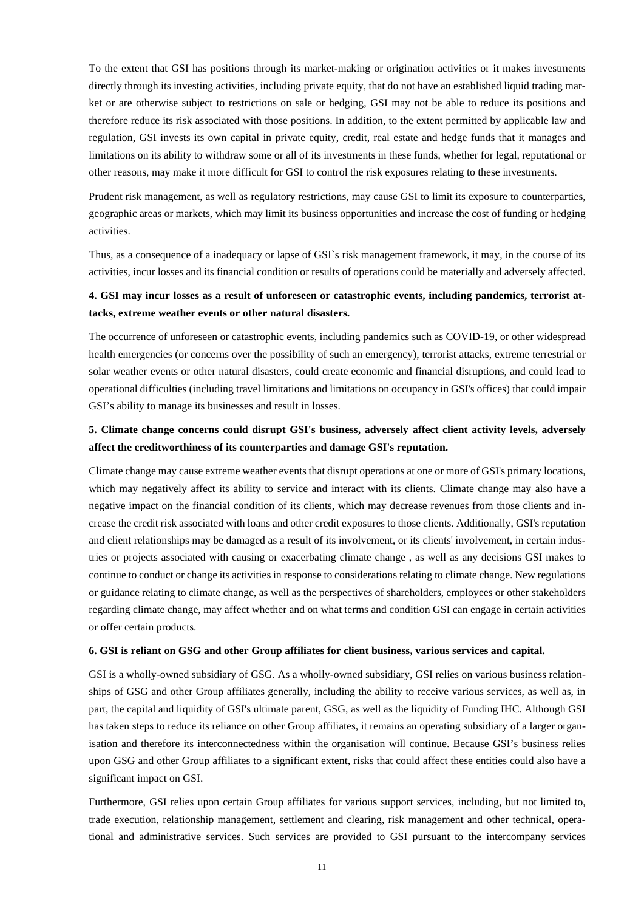To the extent that GSI has positions through its market-making or origination activities or it makes investments directly through its investing activities, including private equity, that do not have an established liquid trading market or are otherwise subject to restrictions on sale or hedging, GSI may not be able to reduce its positions and therefore reduce its risk associated with those positions. In addition, to the extent permitted by applicable law and regulation, GSI invests its own capital in private equity, credit, real estate and hedge funds that it manages and limitations on its ability to withdraw some or all of its investments in these funds, whether for legal, reputational or other reasons, may make it more difficult for GSI to control the risk exposures relating to these investments.

Prudent risk management, as well as regulatory restrictions, may cause GSI to limit its exposure to counterparties, geographic areas or markets, which may limit its business opportunities and increase the cost of funding or hedging activities.

Thus, as a consequence of a inadequacy or lapse of GSI`s risk management framework, it may, in the course of its activities, incur losses and its financial condition or results of operations could be materially and adversely affected.

**4. GSI may incur losses as a result of unforeseen or catastrophic events, including pandemics, terrorist attacks, extreme weather events or other natural disasters.**

The occurrence of unforeseen or catastrophic events, including pandemics such as COVID-19, or other widespread health emergencies (or concerns over the possibility of such an emergency), terrorist attacks, extreme terrestrial or solar weather events or other natural disasters, could create economic and financial disruptions, and could lead to operational difficulties (including travel limitations and limitations on occupancy in GSI's offices) that could impair GSI's ability to manage its businesses and result in losses.

**5. Climate change concerns could disrupt GSI's business, adversely affect client activity levels, adversely affect the creditworthiness of its counterparties and damage GSI's reputation.**

Climate change may cause extreme weather events that disrupt operations at one or more of GSI's primary locations, which may negatively affect its ability to service and interact with its clients. Climate change may also have a negative impact on the financial condition of its clients, which may decrease revenues from those clients and increase the credit risk associated with loans and other credit exposures to those clients. Additionally, GSI's reputation and client relationships may be damaged as a result of its involvement, or its clients' involvement, in certain industries or projects associated with causing or exacerbating climate change , as well as any decisions GSI makes to continue to conduct or change its activities in response to considerations relating to climate change. New regulations or guidance relating to climate change, as well as the perspectives of shareholders, employees or other stakeholders regarding climate change, may affect whether and on what terms and condition GSI can engage in certain activities or offer certain products.

**6. GSI is reliant on GSG and other Group affiliates for client business, various services and capital.**

GSI is a wholly-owned subsidiary of GSG. As a wholly-owned subsidiary, GSI relies on various business relationships of GSG and other Group affiliates generally, including the ability to receive various services, as well as, in part, the capital and liquidity of GSI's ultimate parent, GSG, as well as the liquidity of Funding IHC. Although GSI has taken steps to reduce its reliance on other Group affiliates, it remains an operating subsidiary of a larger organisation and therefore its interconnectedness within the organisation will continue. Because GSI's business relies upon GSG and other Group affiliates to a significant extent, risks that could affect these entities could also have a significant impact on GSI.

Furthermore, GSI relies upon certain Group affiliates for various support services, including, but not limited to, trade execution, relationship management, settlement and clearing, risk management and other technical, operational and administrative services. Such services are provided to GSI pursuant to the intercompany services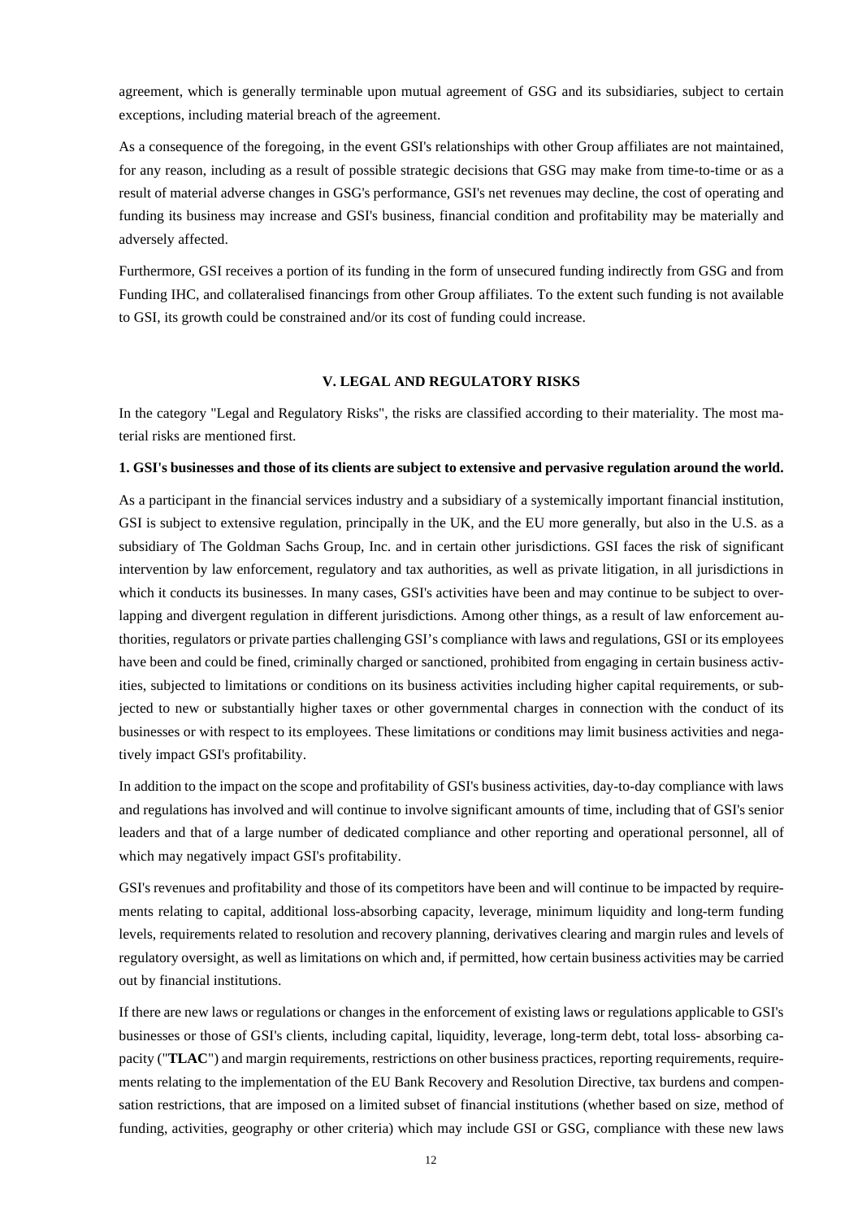agreement, which is generally terminable upon mutual agreement of GSG and its subsidiaries, subject to certain exceptions, including material breach of the agreement.

As a consequence of the foregoing, in the event GSI's relationships with other Group affiliates are not maintained, for any reason, including as a result of possible strategic decisions that GSG may make from time-to-time or as a result of material adverse changes in GSG's performance, GSI's net revenues may decline, the cost of operating and funding its business may increase and GSI's business, financial condition and profitability may be materially and adversely affected.

Furthermore, GSI receives a portion of its funding in the form of unsecured funding indirectly from GSG and from Funding IHC, and collateralised financings from other Group affiliates. To the extent such funding is not available to GSI, its growth could be constrained and/or its cost of funding could increase.

## V. LEGAL AND REGULATORY RISKS

In the category "Legal and Regulatory Risks", the risks are classified according to their materiality. The most material risks are mentioned first.

**1. GSI's businesses and those of its clients are subject to extensive and pervasive regulation around the world.**

As a participant in the financial services industry and a subsidiary of a systemically important financial institution, GSI is subject to extensive regulation, principally in the UK, and the EU more generally, but also in the U.S. as a subsidiary of The Goldman Sachs Group, Inc. and in certain other jurisdictions. GSI faces the risk of significant intervention by law enforcement, regulatory and tax authorities, as well as private litigation, in all jurisdictions in which it conducts its businesses. In many cases, GSI's activities have been and may continue to be subject to overlapping and divergent regulation in different jurisdictions. Among other things, as a result of law enforcement authorities, regulators or private parties challenging GSI's compliance with laws and regulations, GSI or its employees have been and could be fined, criminally charged or sanctioned, prohibited from engaging in certain business activities, subjected to limitations or conditions on its business activities including higher capital requirements, or subjected to new or substantially higher taxes or other governmental charges in connection with the conduct of its businesses or with respect to its employees. These limitations or conditions may limit business activities and negatively impact GSI's profitability.

In addition to the impact on the scope and profitability of GSI's business activities, day-to-day compliance with laws and regulations has involved and will continue to involve significant amounts of time, including that of GSI's senior leaders and that of a large number of dedicated compliance and other reporting and operational personnel, all of which may negatively impact GSI's profitability.

GSI's revenues and profitability and those of its competitors have been and will continue to be impacted by requirements relating to capital, additional loss-absorbing capacity, leverage, minimum liquidity and long-term funding levels, requirements related to resolution and recovery planning, derivatives clearing and margin rules and levels of regulatory oversight, as well as limitations on which and, if permitted, how certain business activities may be carried out by financial institutions.

If there are new laws or regulations or changes in the enforcement of existing laws or regulations applicable to GSI's businesses or those of GSI's clients, including capital, liquidity, leverage, long-term debt, total loss- absorbing capacity ("**TLAC**") and margin requirements, restrictions on other business practices, reporting requirements, requirements relating to the implementation of the EU Bank Recovery and Resolution Directive, tax burdens and compensation restrictions, that are imposed on a limited subset of financial institutions (whether based on size, method of funding, activities, geography or other criteria) which may include GSI or GSG, compliance with these new laws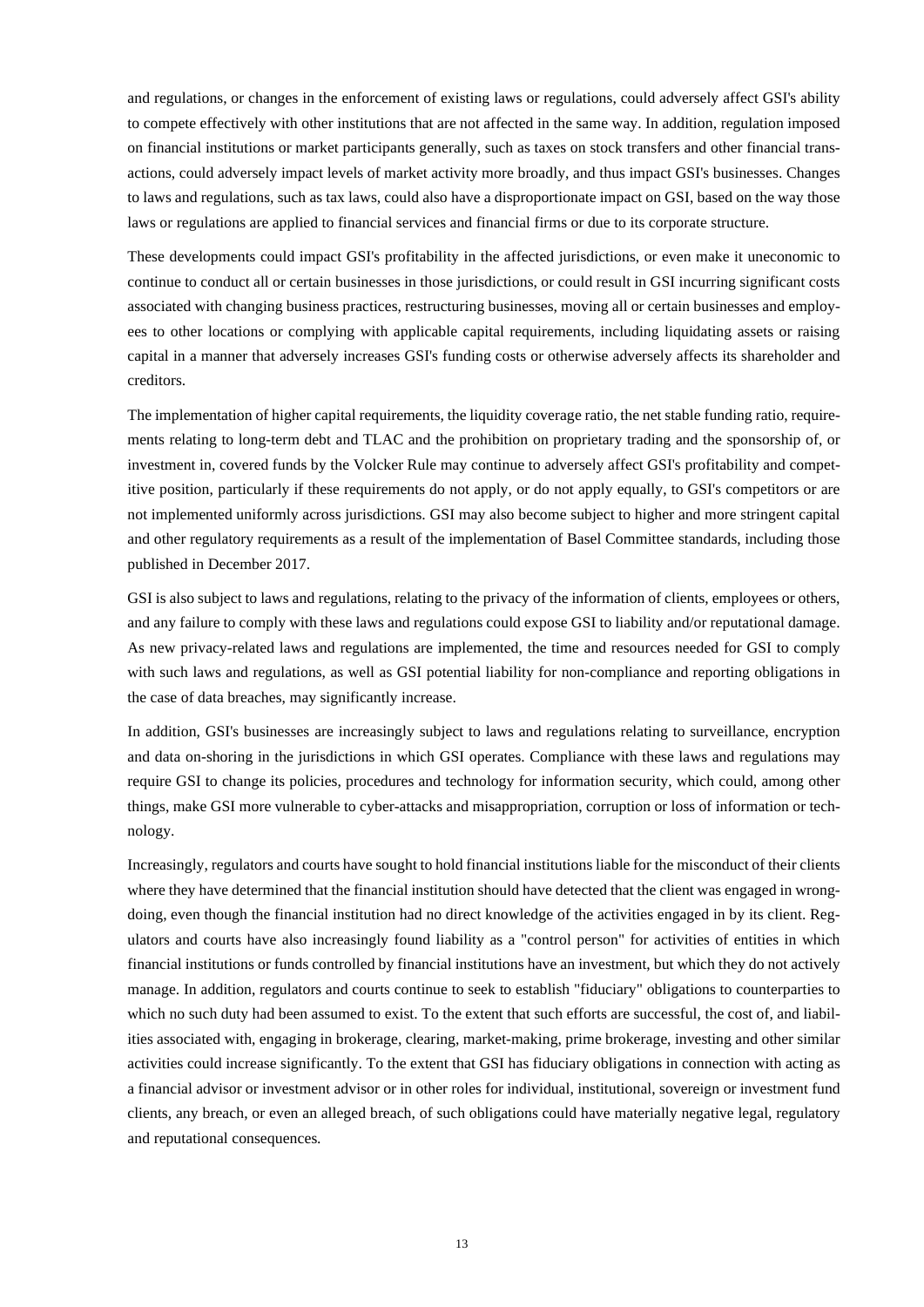and regulations, or changes in the enforcement of existing laws or regulations, could adversely affect GSI's ability to compete effectively with other institutions that are not affected in the same way. In addition, regulation imposed on financial institutions or market participants generally, such as taxes on stock transfers and other financial transactions, could adversely impact levels of market activity more broadly, and thus impact GSI's businesses. Changes to laws and regulations, such as tax laws, could also have a disproportionate impact on GSI, based on the way those laws or regulations are applied to financial services and financial firms or due to its corporate structure.

These developments could impact GSI's profitability in the affected jurisdictions, or even make it uneconomic to continue to conduct all or certain businesses in those jurisdictions, or could result in GSI incurring significant costs associated with changing business practices, restructuring businesses, moving all or certain businesses and employees to other locations or complying with applicable capital requirements, including liquidating assets or raising capital in a manner that adversely increases GSI's funding costs or otherwise adversely affects its shareholder and creditors.

The implementation of higher capital requirements, the liquidity coverage ratio, the net stable funding ratio, requirements relating to long-term debt and TLAC and the prohibition on proprietary trading and the sponsorship of, or investment in, covered funds by the Volcker Rule may continue to adversely affect GSI's profitability and competitive position, particularly if these requirements do not apply, or do not apply equally, to GSI's competitors or are not implemented uniformly across jurisdictions. GSI may also become subject to higher and more stringent capital and other regulatory requirements as a result of the implementation of Basel Committee standards, including those published in December 2017.

GSI is also subject to laws and regulations, relating to the privacy of the information of clients, employees or others, and any failure to comply with these laws and regulations could expose GSI to liability and/or reputational damage. As new privacy-related laws and regulations are implemented, the time and resources needed for GSI to comply with such laws and regulations, as well as GSI potential liability for non-compliance and reporting obligations in the case of data breaches, may significantly increase.

In addition, GSI's businesses are increasingly subject to laws and regulations relating to surveillance, encryption and data on-shoring in the jurisdictions in which GSI operates. Compliance with these laws and regulations may require GSI to change its policies, procedures and technology for information security, which could, among other things, make GSI more vulnerable to cyber-attacks and misappropriation, corruption or loss of information or technology.

Increasingly, regulators and courts have sought to hold financial institutions liable for the misconduct of their clients where they have determined that the financial institution should have detected that the client was engaged in wrongdoing, even though the financial institution had no direct knowledge of the activities engaged in by its client. Regulators and courts have also increasingly found liability as a "control person" for activities of entities in which financial institutions or funds controlled by financial institutions have an investment, but which they do not actively manage. In addition, regulators and courts continue to seek to establish "fiduciary" obligations to counterparties to which no such duty had been assumed to exist. To the extent that such efforts are successful, the cost of, and liabilities associated with, engaging in brokerage, clearing, market-making, prime brokerage, investing and other similar activities could increase significantly. To the extent that GSI has fiduciary obligations in connection with acting as a financial advisor or investment advisor or in other roles for individual, institutional, sovereign or investment fund clients, any breach, or even an alleged breach, of such obligations could have materially negative legal, regulatory and reputational consequences.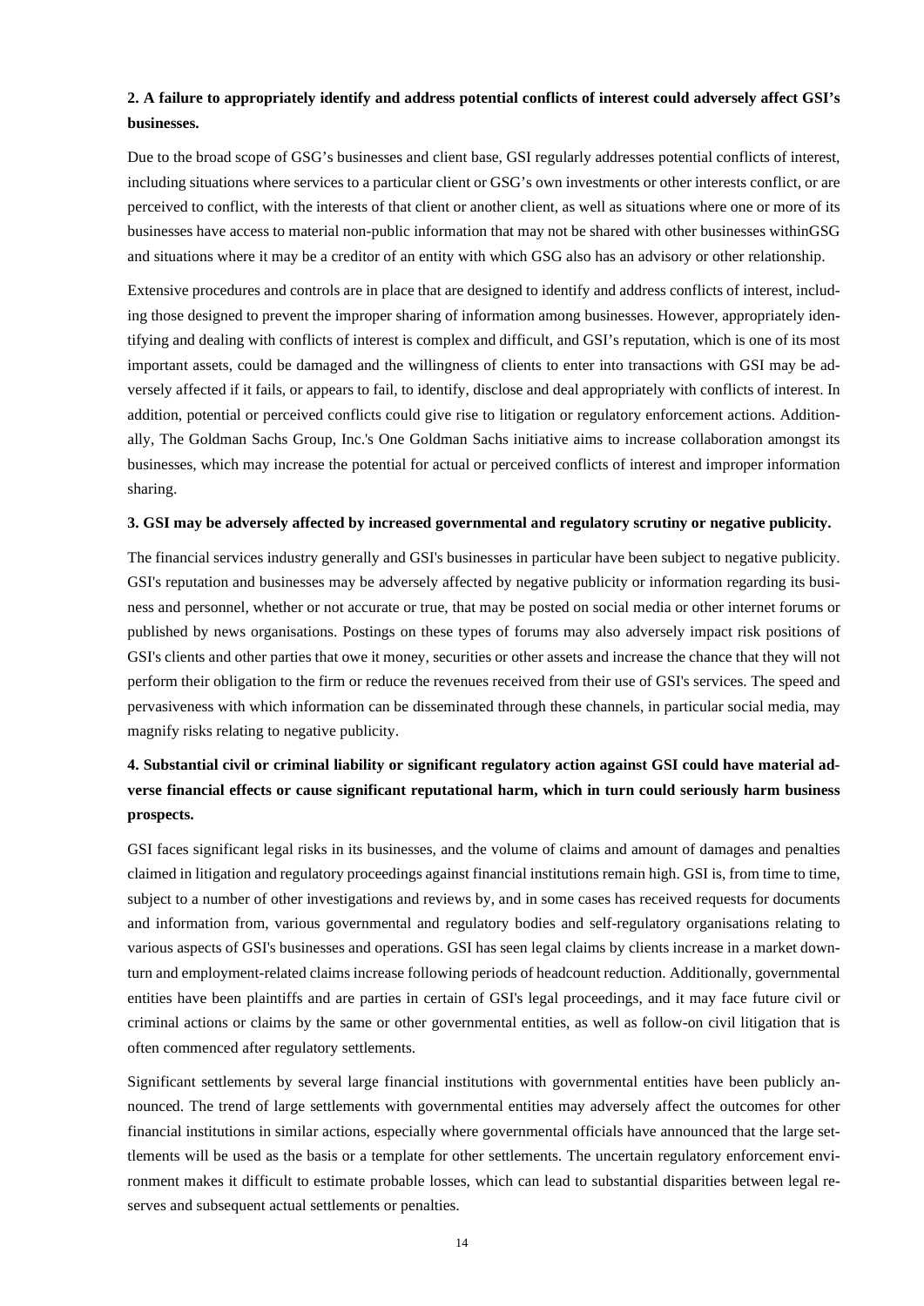**2. A failure to appropriately identify and address potential conflicts of interest could adversely affect GSI's businesses.**

Due to the broad scope of GSG's businesses and client base, GSI regularly addresses potential conflicts of interest, including situations where services to a particular client or GSG's own investments or other interests conflict, or are perceived to conflict, with the interests of that client or another client, as well as situations where one or more of its businesses have access to material non-public information that may not be shared with other businesses withinGSG and situations where it may be a creditor of an entity with which GSG also has an advisory or other relationship.

Extensive procedures and controls are in place that are designed to identify and address conflicts of interest, including those designed to prevent the improper sharing of information among businesses. However, appropriately identifying and dealing with conflicts of interest is complex and difficult, and GSI's reputation, which is one of its most important assets, could be damaged and the willingness of clients to enter into transactions with GSI may be adversely affected if it fails, or appears to fail, to identify, disclose and deal appropriately with conflicts of interest. In addition, potential or perceived conflicts could give rise to litigation or regulatory enforcement actions. Additionally, The Goldman Sachs Group, Inc.'s One Goldman Sachs initiative aims to increase collaboration amongst its businesses, which may increase the potential for actual or perceived conflicts of interest and improper information sharing.

**3. GSI may be adversely affected by increased governmental and regulatory scrutiny or negative publicity.**

The financial services industry generally and GSI's businesses in particular have been subject to negative publicity. GSI's reputation and businesses may be adversely affected by negative publicity or information regarding its business and personnel, whether or not accurate or true, that may be posted on social media or other internet forums or published by news organisations. Postings on these types of forums may also adversely impact risk positions of GSI's clients and other parties that owe it money, securities or other assets and increase the chance that they will not perform their obligation to the firm or reduce the revenues received from their use of GSI's services. The speed and pervasiveness with which information can be disseminated through these channels, in particular social media, may magnify risks relating to negative publicity.

**4. Substantial civil or criminal liability or significant regulatory action against GSI could have material adverse financial effects or cause significant reputational harm, which in turn could seriously harm business prospects.**

GSI faces significant legal risks in its businesses, and the volume of claims and amount of damages and penalties claimed in litigation and regulatory proceedings against financial institutions remain high. GSI is, from time to time, subject to a number of other investigations and reviews by, and in some cases has received requests for documents and information from, various governmental and regulatory bodies and self-regulatory organisations relating to various aspects of GSI's businesses and operations. GSI has seen legal claims by clients increase in a market downturn and employment-related claims increase following periods of headcount reduction. Additionally, governmental entities have been plaintiffs and are parties in certain of GSI's legal proceedings, and it may face future civil or criminal actions or claims by the same or other governmental entities, as well as follow-on civil litigation that is often commenced after regulatory settlements.

Significant settlements by several large financial institutions with governmental entities have been publicly announced. The trend of large settlements with governmental entities may adversely affect the outcomes for other financial institutions in similar actions, especially where governmental officials have announced that the large settlements will be used as the basis or a template for other settlements. The uncertain regulatory enforcement environment makes it difficult to estimate probable losses, which can lead to substantial disparities between legal reserves and subsequent actual settlements or penalties.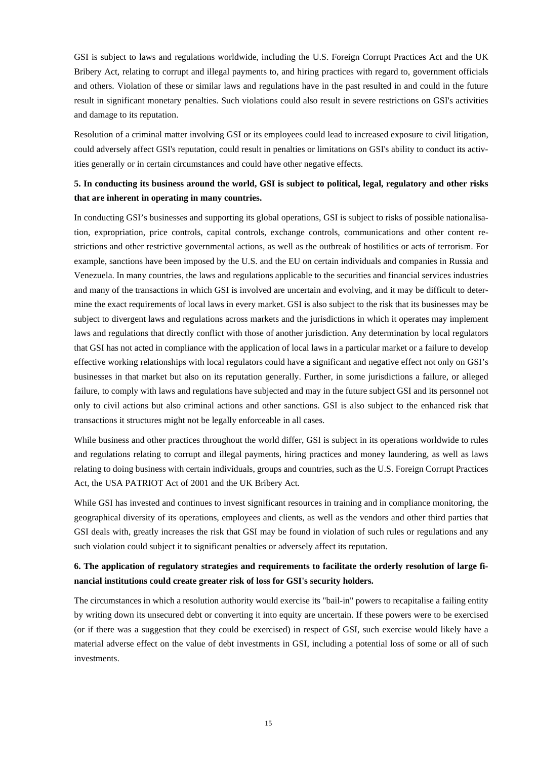GSI is subject to laws and regulations worldwide, including the U.S. Foreign Corrupt Practices Act and the UK Bribery Act, relating to corrupt and illegal payments to, and hiring practices with regard to, government officials and others. Violation of these or similar laws and regulations have in the past resulted in and could in the future result in significant monetary penalties. Such violations could also result in severe restrictions on GSI's activities and damage to its reputation.

Resolution of a criminal matter involving GSI or its employees could lead to increased exposure to civil litigation, could adversely affect GSI's reputation, could result in penalties or limitations on GSI's ability to conduct its activities generally or in certain circumstances and could have other negative effects.

**5. In conducting its business around the world, GSI is subject to political, legal, regulatory and other risks that are inherent in operating in many countries.**

In conducting GSI's businesses and supporting its global operations, GSI is subject to risks of possible nationalisation, expropriation, price controls, capital controls, exchange controls, communications and other content restrictions and other restrictive governmental actions, as well as the outbreak of hostilities or acts of terrorism. For example, sanctions have been imposed by the U.S. and the EU on certain individuals and companies in Russia and Venezuela. In many countries, the laws and regulations applicable to the securities and financial services industries and many of the transactions in which GSI is involved are uncertain and evolving, and it may be difficult to determine the exact requirements of local laws in every market. GSI is also subject to the risk that its businesses may be subject to divergent laws and regulations across markets and the jurisdictions in which it operates may implement laws and regulations that directly conflict with those of another jurisdiction. Any determination by local regulators that GSI has not acted in compliance with the application of local laws in a particular market or a failure to develop effective working relationships with local regulators could have a significant and negative effect not only on GSI's businesses in that market but also on its reputation generally. Further, in some jurisdictions a failure, or alleged failure, to comply with laws and regulations have subjected and may in the future subject GSI and its personnel not only to civil actions but also criminal actions and other sanctions. GSI is also subject to the enhanced risk that transactions it structures might not be legally enforceable in all cases.

While business and other practices throughout the world differ, GSI is subject in its operations worldwide to rules and regulations relating to corrupt and illegal payments, hiring practices and money laundering, as well as laws relating to doing business with certain individuals, groups and countries, such as the U.S. Foreign Corrupt Practices Act, the USA PATRIOT Act of 2001 and the UK Bribery Act.

While GSI has invested and continues to invest significant resources in training and in compliance monitoring, the geographical diversity of its operations, employees and clients, as well as the vendors and other third parties that GSI deals with, greatly increases the risk that GSI may be found in violation of such rules or regulations and any such violation could subject it to significant penalties or adversely affect its reputation.

**6. The application of regulatory strategies and requirements to facilitate the orderly resolution of large financial institutions could create greater risk of loss for GSI's security holders.**

The circumstances in which a resolution authority would exercise its "bail-in" powers to recapitalise a failing entity by writing down its unsecured debt or converting it into equity are uncertain. If these powers were to be exercised (or if there was a suggestion that they could be exercised) in respect of GSI, such exercise would likely have a material adverse effect on the value of debt investments in GSI, including a potential loss of some or all of such investments.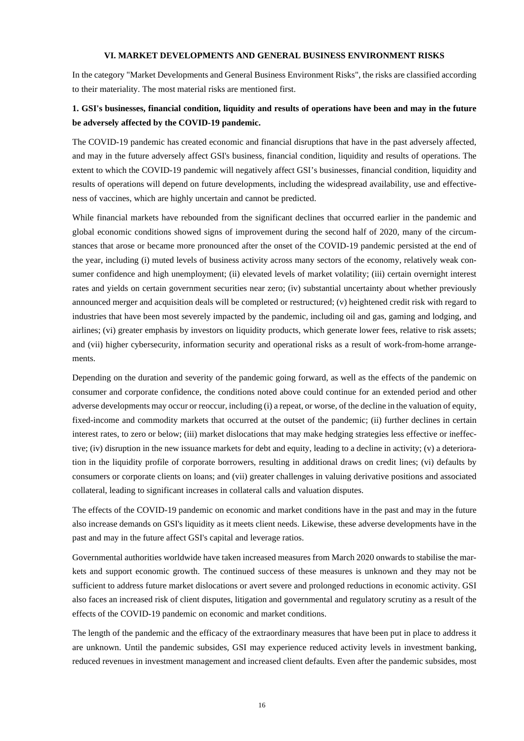## VI. MARKET DEVELOPMENTS AND GENERAL BUSINESS ENVIRONMENT RISKS

In the category "Market Developments and General Business Environment Risks", the risks are classified according to their materiality. The most material risks are mentioned first.

### 1. GSI's businesses, financial condition, liquidity and results of operations have been and may in the future be adversely affected by the COVID-19 pandemic.

The COVID-19 pandemic has created economic and financial disruptions that have in the past adversely affected, and may in the future adversely affect GSI's business, financial condition, liquidity and results of operations. The extent to which the COVID-19 pandemic will negatively affect GSI's businesses, financial condition, liquidity and results of operations will depend on future developments, including the widespread availability, use and effectiveness of vaccines, which are highly uncertain and cannot be predicted.

While financial markets have rebounded from the significant declines that occurred earlier in the pandemic and global economic conditions showed signs of improvement during the second half of 2020, many of the circumstances that arose or became more pronounced after the onset of the COVID-19 pandemic persisted at the end of the year, including (i) muted levels of business activity across many sectors of the economy, relatively weak consumer confidence and high unemployment; (ii) elevated levels of market volatility; (iii) certain overnight interest rates and yields on certain government securities near zero; (iv) substantial uncertainty about whether previously announced merger and acquisition deals will be completed or restructured; (v) heightened credit risk with regard to industries that have been most severely impacted by the pandemic, including oil and gas, gaming and lodging, and airlines; (vi) greater emphasis by investors on liquidity products, which generate lower fees, relative to risk assets; and (vii) higher cybersecurity, information security and operational risks as a result of work-from-home arrangements.

Depending on the duration and severity of the pandemic going forward, as well as the effects of the pandemic on consumer and corporate confidence, the conditions noted above could continue for an extended period and other adverse developments may occur or reoccur, including (i) a repeat, or worse, of the decline in the valuation of equity, fixed-income and commodity markets that occurred at the outset of the pandemic; (ii) further declines in certain interest rates, to zero or below; (iii) market dislocations that may make hedging strategies less effective or ineffective; (iv) disruption in the new issuance markets for debt and equity, leading to a decline in activity; (v) a deterioration in the liquidity profile of corporate borrowers, resulting in additional draws on credit lines; (vi) defaults by consumers or corporate clients on loans; and (vii) greater challenges in valuing derivative positions and associated collateral, leading to significant increases in collateral calls and valuation disputes.

The effects of the COVID-19 pandemic on economic and market conditions have in the past and may in the future also increase demands on GSI's liquidity as it meets client needs. Likewise, these adverse developments have in the past and may in the future affect GSI's capital and leverage ratios.

Governmental authorities worldwide have taken increased measures from March 2020 onwards to stabilise the markets and support economic growth. The continued success of these measures is unknown and they may not be sufficient to address future market dislocations or avert severe and prolonged reductions in economic activity. GSI also faces an increased risk of client disputes, litigation and governmental and regulatory scrutiny as a result of the effects of the COVID-19 pandemic on economic and market conditions.

The length of the pandemic and the efficacy of the extraordinary measures that have been put in place to address it are unknown. Until the pandemic subsides, GSI may experience reduced activity levels in investment banking, reduced revenues in investment management and increased client defaults. Even after the pandemic subsides, most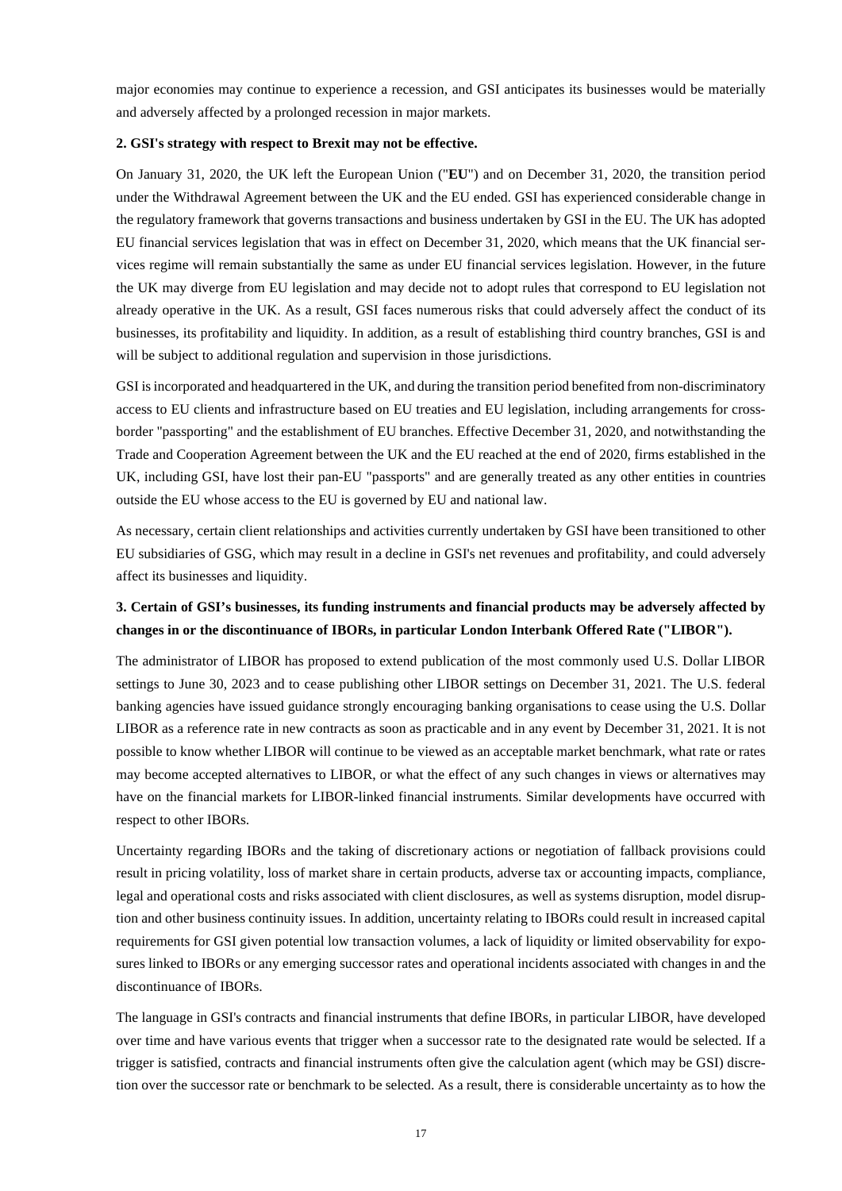major economies may continue to experience a recession, and GSI anticipates its businesses would be materially and adversely affected by a prolonged recession in major markets.

**2. GSI's strategy with respect to Brexit may not be effective.**

On January 31, 2020, the UK left the European Union ("**EU**") and on December 31, 2020, the transition period under the Withdrawal Agreement between the UK and the EU ended. GSI has experienced considerable change in the regulatory framework that governs transactions and business undertaken by GSI in the EU. The UK has adopted EU financial services legislation that was in effect on December 31, 2020, which means that the UK financial services regime will remain substantially the same as under EU financial services legislation. However, in the future the UK may diverge from EU legislation and may decide not to adopt rules that correspond to EU legislation not already operative in the UK. As a result, GSI faces numerous risks that could adversely affect the conduct of its businesses, its profitability and liquidity. In addition, as a result of establishing third country branches, GSI is and will be subject to additional regulation and supervision in those jurisdictions.

GSI is incorporated and headquartered in the UK, and during the transition period benefited from non-discriminatory access to EU clients and infrastructure based on EU treaties and EU legislation, including arrangements for cross-border "passporting" and the establishment of EU branches. Effective December 31, 2020, and notwithstanding the Trade and Cooperation Agreement between the UK and the EU reached at the end of 2020, firms established in the UK, including GSI, have lost their pan-EU "passports" and are generally treated as any other entities in countries outside the EU whose access to the EU is governed by EU and national law.

As necessary, certain client relationships and activities currently undertaken by GSI have been transitioned to other EU subsidiaries of GSG, which may result in a decline in GSI's net revenues and profitability, and could adversely affect its businesses and liquidity.

**3. Certain of GSI's businesses, its funding instruments and financial products may be adversely affected by changes in or the discontinuance of IBORs, in particular London Interbank Offered Rate ("LIBOR").**

The administrator of LIBOR has proposed to extend publication of the most commonly used U.S. Dollar LIBOR settings to June 30, 2023 and to cease publishing other LIBOR settings on December 31, 2021. The U.S. federal banking agencies have issued guidance strongly encouraging banking organisations to cease using the U.S. Dollar LIBOR as a reference rate in new contracts as soon as practicable and in any event by December 31, 2021. It is not possible to know whether LIBOR will continue to be viewed as an acceptable market benchmark, what rate or rates may become accepted alternatives to LIBOR, or what the effect of any such changes in views or alternatives may have on the financial markets for LIBOR-linked financial instruments. Similar developments have occurred with respect to other IBORs.

Uncertainty regarding IBORs and the taking of discretionary actions or negotiation of fallback provisions could result in pricing volatility, loss of market share in certain products, adverse tax or accounting impacts, compliance, legal and operational costs and risks associated with client disclosures, as well as systems disruption, model disruption and other business continuity issues. In addition, uncertainty relating to IBORs could result in increased capital requirements for GSI given potential low transaction volumes, a lack of liquidity or limited observability for exposures linked to IBORs or any emerging successor rates and operational incidents associated with changes in and the discontinuance of IBORs.

The language in GSI's contracts and financial instruments that define IBORs, in particular LIBOR, have developed over time and have various events that trigger when a successor rate to the designated rate would be selected. If a trigger is satisfied, contracts and financial instruments often give the calculation agent (which may be GSI) discretion over the successor rate or benchmark to be selected. As a result, there is considerable uncertainty as to how the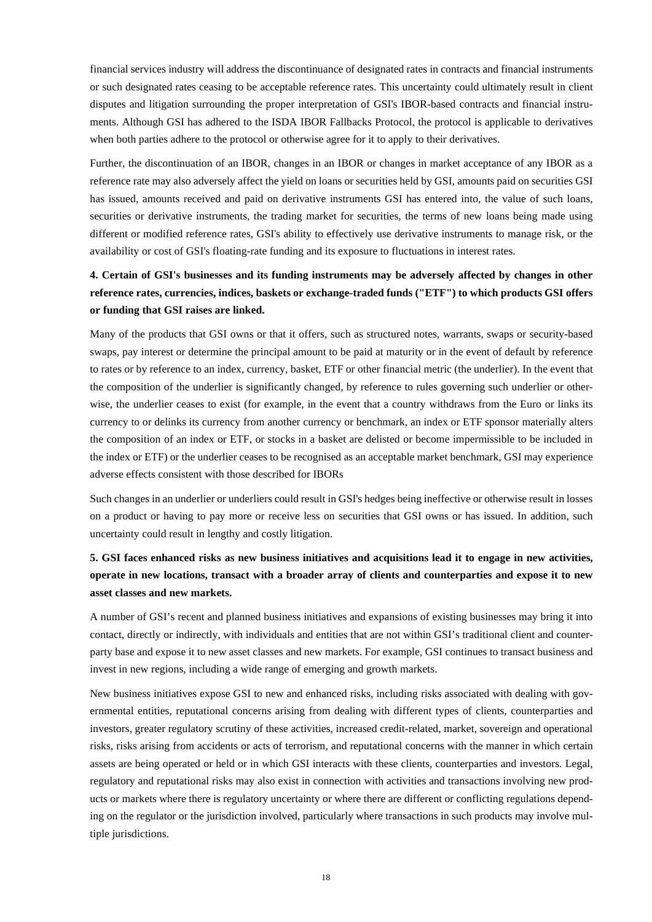financial services industry will address the discontinuance of designated rates in contracts and financial instruments or such designated rates ceasing to be acceptable reference rates. This uncertainty could ultimately result in client disputes and litigation surrounding the proper interpretation of GSI's IBOR-based contracts and financial instruments. Although GSI has adhered to the ISDA IBOR Fallbacks Protocol, the protocol is applicable to derivatives when both parties adhere to the protocol or otherwise agree for it to apply to their derivatives.

Further, the discontinuation of an IBOR, changes in an IBOR or changes in market acceptance of any IBOR as a reference rate may also adversely affect the yield on loans or securities held by GSI, amounts paid on securities GSI has issued, amounts received and paid on derivative instruments GSI has entered into, the value of such loans, securities or derivative instruments, the trading market for securities, the terms of new loans being made using different or modified reference rates, GSI's ability to effectively use derivative instruments to manage risk, or the availability or cost of GSI's floating-rate funding and its exposure to fluctuations in interest rates.

**4. Certain of GSI's businesses and its funding instruments may be adversely affected by changes in other reference rates, currencies, indices, baskets or exchange-traded funds ("ETF") to which products GSI offers or funding that GSI raises are linked.**

Many of the products that GSI owns or that it offers, such as structured notes, warrants, swaps or security-based swaps, pay interest or determine the principal amount to be paid at maturity or in the event of default by reference to rates or by reference to an index, currency, basket, ETF or other financial metric (the underlier). In the event that the composition of the underlier is significantly changed, by reference to rules governing such underlier or otherwise, the underlier ceases to exist (for example, in the event that a country withdraws from the Euro or links its currency to or delinks its currency from another currency or benchmark, an index or ETF sponsor materially alters the composition of an index or ETF, or stocks in a basket are delisted or become impermissible to be included in the index or ETF) or the underlier ceases to be recognised as an acceptable market benchmark, GSI may experience adverse effects consistent with those described for IBORs

Such changes in an underlier or underliers could result in GSI's hedges being ineffective or otherwise result in losses on a product or having to pay more or receive less on securities that GSI owns or has issued. In addition, such uncertainty could result in lengthy and costly litigation.

**5. GSI faces enhanced risks as new business initiatives and acquisitions lead it to engage in new activities, operate in new locations, transact with a broader array of clients and counterparties and expose it to new asset classes and new markets.**

A number of GSI's recent and planned business initiatives and expansions of existing businesses may bring it into contact, directly or indirectly, with individuals and entities that are not within GSI's traditional client and counterparty base and expose it to new asset classes and new markets. For example, GSI continues to transact business and invest in new regions, including a wide range of emerging and growth markets.

New business initiatives expose GSI to new and enhanced risks, including risks associated with dealing with governmental entities, reputational concerns arising from dealing with different types of clients, counterparties and investors, greater regulatory scrutiny of these activities, increased credit-related, market, sovereign and operational risks, risks arising from accidents or acts of terrorism, and reputational concerns with the manner in which certain assets are being operated or held or in which GSI interacts with these clients, counterparties and investors. Legal, regulatory and reputational risks may also exist in connection with activities and transactions involving new products or markets where there is regulatory uncertainty or where there are different or conflicting regulations depending on the regulator or the jurisdiction involved, particularly where transactions in such products may involve multiple jurisdictions.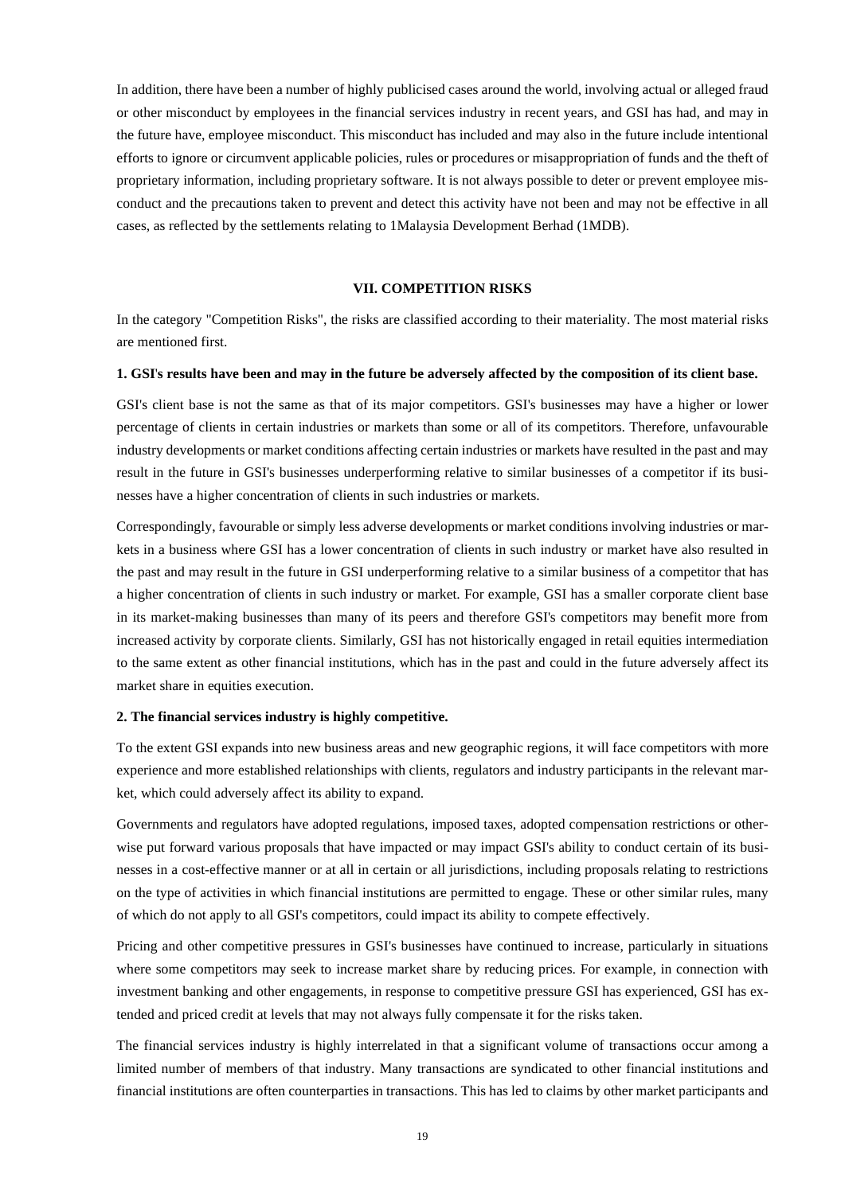In addition, there have been a number of highly publicised cases around the world, involving actual or alleged fraud or other misconduct by employees in the financial services industry in recent years, and GSI has had, and may in the future have, employee misconduct. This misconduct has included and may also in the future include intentional efforts to ignore or circumvent applicable policies, rules or procedures or misappropriation of funds and the theft of proprietary information, including proprietary software. It is not always possible to deter or prevent employee misconduct and the precautions taken to prevent and detect this activity have not been and may not be effective in all cases, as reflected by the settlements relating to 1Malaysia Development Berhad (1MDB).

## VII. COMPETITION RISKS

In the category "Competition Risks", the risks are classified according to their materiality. The most material risks are mentioned first.

### 1. GSI's results have been and may in the future be adversely affected by the composition of its client base.

GSI's client base is not the same as that of its major competitors. GSI's businesses may have a higher or lower percentage of clients in certain industries or markets than some or all of its competitors. Therefore, unfavourable industry developments or market conditions affecting certain industries or markets have resulted in the past and may result in the future in GSI's businesses underperforming relative to similar businesses of a competitor if its businesses have a higher concentration of clients in such industries or markets.

Correspondingly, favourable or simply less adverse developments or market conditions involving industries or markets in a business where GSI has a lower concentration of clients in such industry or market have also resulted in the past and may result in the future in GSI underperforming relative to a similar business of a competitor that has a higher concentration of clients in such industry or market. For example, GSI has a smaller corporate client base in its market-making businesses than many of its peers and therefore GSI's competitors may benefit more from increased activity by corporate clients. Similarly, GSI has not historically engaged in retail equities intermediation to the same extent as other financial institutions, which has in the past and could in the future adversely affect its market share in equities execution.

### 2. The financial services industry is highly competitive.

To the extent GSI expands into new business areas and new geographic regions, it will face competitors with more experience and more established relationships with clients, regulators and industry participants in the relevant market, which could adversely affect its ability to expand.

Governments and regulators have adopted regulations, imposed taxes, adopted compensation restrictions or otherwise put forward various proposals that have impacted or may impact GSI's ability to conduct certain of its businesses in a cost-effective manner or at all in certain or all jurisdictions, including proposals relating to restrictions on the type of activities in which financial institutions are permitted to engage. These or other similar rules, many of which do not apply to all GSI's competitors, could impact its ability to compete effectively.

Pricing and other competitive pressures in GSI's businesses have continued to increase, particularly in situations where some competitors may seek to increase market share by reducing prices. For example, in connection with investment banking and other engagements, in response to competitive pressure GSI has experienced, GSI has extended and priced credit at levels that may not always fully compensate it for the risks taken.

The financial services industry is highly interrelated in that a significant volume of transactions occur among a limited number of members of that industry. Many transactions are syndicated to other financial institutions and financial institutions are often counterparties in transactions. This has led to claims by other market participants and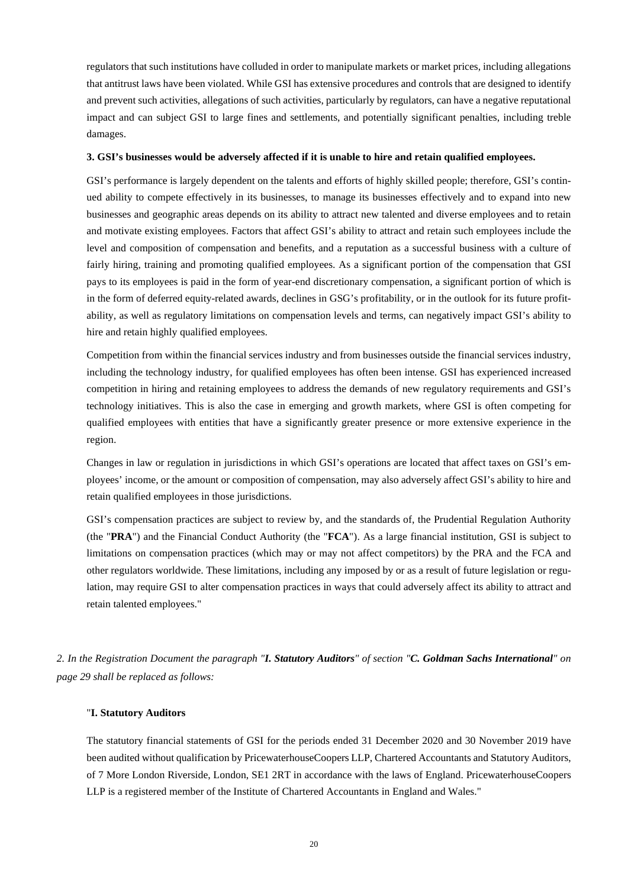regulators that such institutions have colluded in order to manipulate markets or market prices, including allegations that antitrust laws have been violated. While GSI has extensive procedures and controls that are designed to identify and prevent such activities, allegations of such activities, particularly by regulators, can have a negative reputational impact and can subject GSI to large fines and settlements, and potentially significant penalties, including treble damages.

**3. GSI's businesses would be adversely affected if it is unable to hire and retain qualified employees.**

GSI's performance is largely dependent on the talents and efforts of highly skilled people; therefore, GSI's continued ability to compete effectively in its businesses, to manage its businesses effectively and to expand into new businesses and geographic areas depends on its ability to attract new talented and diverse employees and to retain and motivate existing employees. Factors that affect GSI's ability to attract and retain such employees include the level and composition of compensation and benefits, and a reputation as a successful business with a culture of fairly hiring, training and promoting qualified employees. As a significant portion of the compensation that GSI pays to its employees is paid in the form of year-end discretionary compensation, a significant portion of which is in the form of deferred equity-related awards, declines in GSG's profitability, or in the outlook for its future profitability, as well as regulatory limitations on compensation levels and terms, can negatively impact GSI's ability to hire and retain highly qualified employees.

Competition from within the financial services industry and from businesses outside the financial services industry, including the technology industry, for qualified employees has often been intense. GSI has experienced increased competition in hiring and retaining employees to address the demands of new regulatory requirements and GSI's technology initiatives. This is also the case in emerging and growth markets, where GSI is often competing for qualified employees with entities that have a significantly greater presence or more extensive experience in the region.

Changes in law or regulation in jurisdictions in which GSI's operations are located that affect taxes on GSI's employees' income, or the amount or composition of compensation, may also adversely affect GSI's ability to hire and retain qualified employees in those jurisdictions.

GSI's compensation practices are subject to review by, and the standards of, the Prudential Regulation Authority (the "**PRA**") and the Financial Conduct Authority (the "**FCA**"). As a large financial institution, GSI is subject to limitations on compensation practices (which may or may not affect competitors) by the PRA and the FCA and other regulators worldwide. These limitations, including any imposed by or as a result of future legislation or regulation, may require GSI to alter compensation practices in ways that could adversely affect its ability to attract and retain talented employees."

*2. In the Registration Document the paragraph "**I. Statutory Auditors**" of section "**C. Goldman Sachs International**" on page 29 shall be replaced as follows:*

"**I. Statutory Auditors**

The statutory financial statements of GSI for the periods ended 31 December 2020 and 30 November 2019 have been audited without qualification by PricewaterhouseCoopers LLP, Chartered Accountants and Statutory Auditors, of 7 More London Riverside, London, SE1 2RT in accordance with the laws of England. PricewaterhouseCoopers LLP is a registered member of the Institute of Chartered Accountants in England and Wales."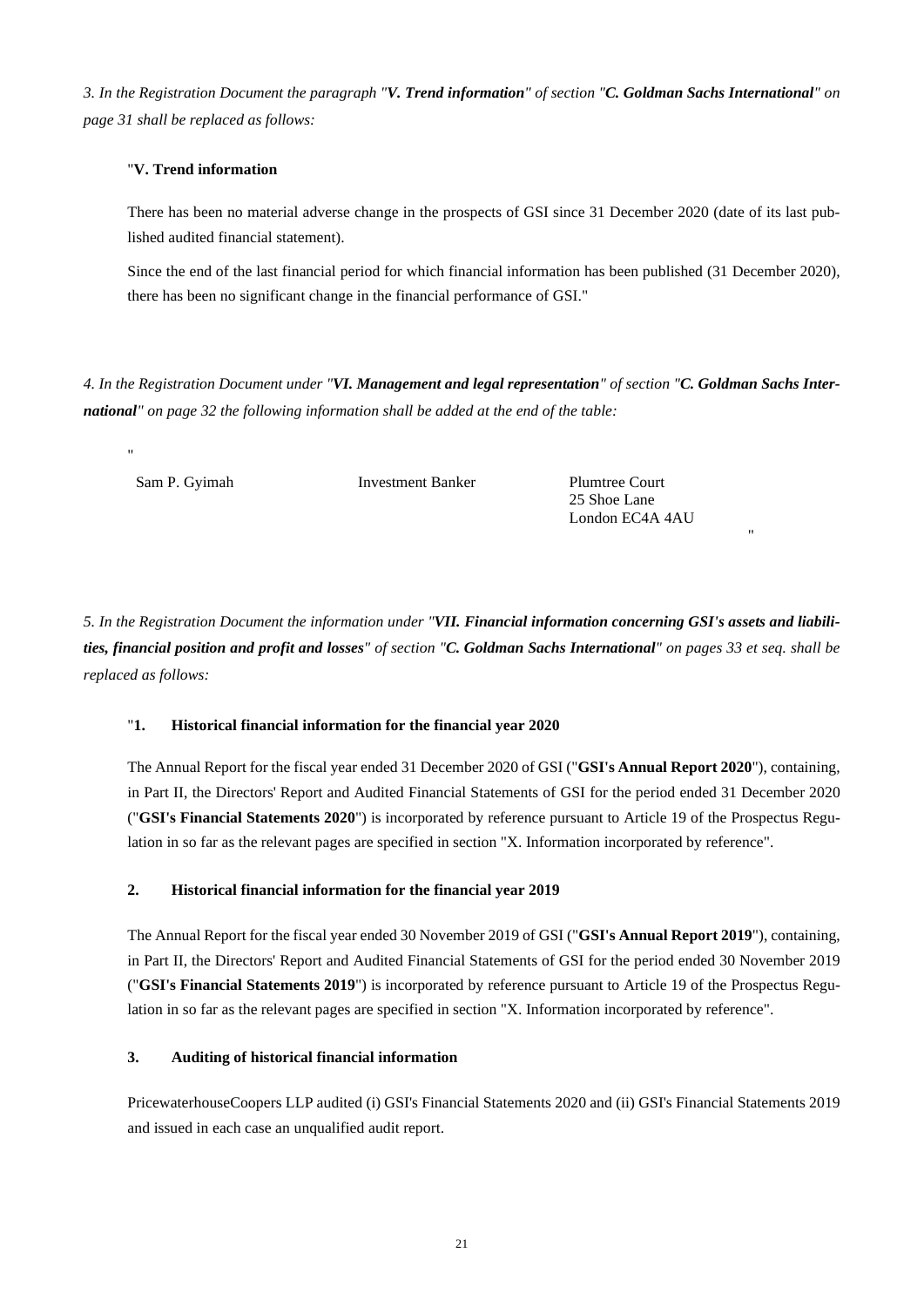*3. In the Registration Document the paragraph "**V. Trend information**" of section "**C. Goldman Sachs International**" on page 31 shall be replaced as follows:*

"**V. Trend information**

There has been no material adverse change in the prospects of GSI since 31 December 2020 (date of its last published audited financial statement).

Since the end of the last financial period for which financial information has been published (31 December 2020), there has been no significant change in the financial performance of GSI."

*4. In the Registration Document under "**VI. Management and legal representation**" of section "**C. Goldman Sachs International**" on page 32 the following information shall be added at the end of the table:*

"

| | | |
|---|---|---|
| Sam P. Gyimah | Investment Banker | Plumtree Court<br>25 Shoe Lane<br>London EC4A 4AU |

"

*5. In the Registration Document the information under "**VII. Financial information concerning GSI's assets and liabilities, financial position and profit and losses**" of section "**C. Goldman Sachs International**" on pages 33 et seq. shall be replaced as follows:*

"**1. Historical financial information for the financial year 2020**

The Annual Report for the fiscal year ended 31 December 2020 of GSI ("**GSI's Annual Report 2020**"), containing, in Part II, the Directors' Report and Audited Financial Statements of GSI for the period ended 31 December 2020 ("**GSI's Financial Statements 2020**") is incorporated by reference pursuant to Article 19 of the Prospectus Regulation in so far as the relevant pages are specified in section "X. Information incorporated by reference".

**2. Historical financial information for the financial year 2019**

The Annual Report for the fiscal year ended 30 November 2019 of GSI ("**GSI's Annual Report 2019**"), containing, in Part II, the Directors' Report and Audited Financial Statements of GSI for the period ended 30 November 2019 ("**GSI's Financial Statements 2019**") is incorporated by reference pursuant to Article 19 of the Prospectus Regulation in so far as the relevant pages are specified in section "X. Information incorporated by reference".

**3. Auditing of historical financial information**

PricewaterhouseCoopers LLP audited (i) GSI's Financial Statements 2020 and (ii) GSI's Financial Statements 2019 and issued in each case an unqualified audit report.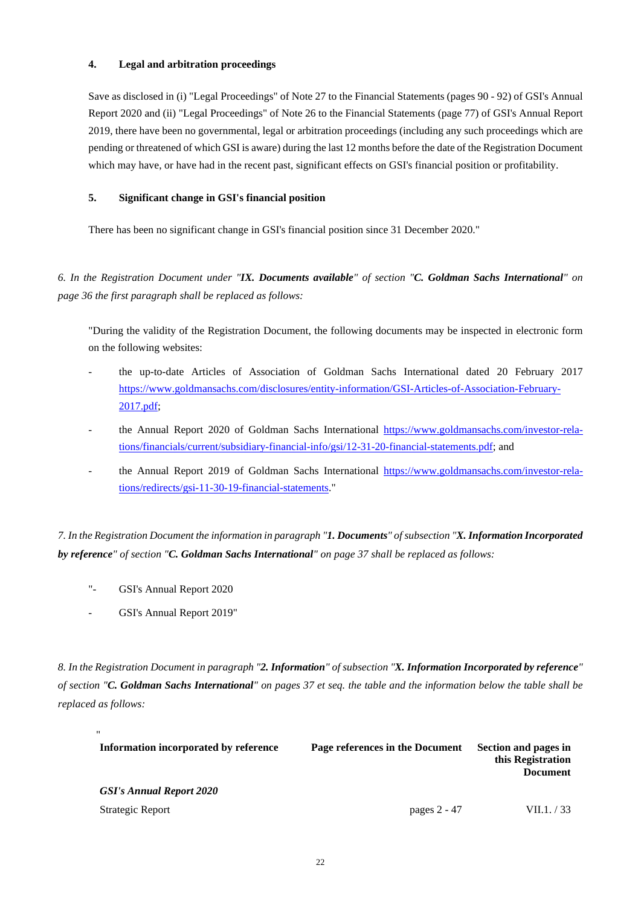**4. Legal and arbitration proceedings**

Save as disclosed in (i) "Legal Proceedings" of Note 27 to the Financial Statements (pages 90 - 92) of GSI's Annual Report 2020 and (ii) "Legal Proceedings" of Note 26 to the Financial Statements (page 77) of GSI's Annual Report 2019, there have been no governmental, legal or arbitration proceedings (including any such proceedings which are pending or threatened of which GSI is aware) during the last 12 months before the date of the Registration Document which may have, or have had in the recent past, significant effects on GSI's financial position or profitability.

**5. Significant change in GSI's financial position**

There has been no significant change in GSI's financial position since 31 December 2020."

*6. In the Registration Document under "**IX. Documents available**" of section "**C. Goldman Sachs International**" on page 36 the first paragraph shall be replaced as follows:*

"During the validity of the Registration Document, the following documents may be inspected in electronic form on the following websites:

- the up-to-date Articles of Association of Goldman Sachs International dated 20 February 2017 https://www.goldmansachs.com/disclosures/entity-information/GSI-Articles-of-Association-February-2017.pdf;
- the Annual Report 2020 of Goldman Sachs International https://www.goldmansachs.com/investor-relations/financials/current/subsidiary-financial-info/gsi/12-31-20-financial-statements.pdf; and
- the Annual Report 2019 of Goldman Sachs International https://www.goldmansachs.com/investor-relations/redirects/gsi-11-30-19-financial-statements."

*7. In the Registration Document the information in paragraph "**1. Documents**" of subsection "**X. Information Incorporated by reference**" of section "**C. Goldman Sachs International**" on page 37 shall be replaced as follows:*

"- GSI's Annual Report 2020

- GSI's Annual Report 2019"

*8. In the Registration Document in paragraph "**2. Information**" of subsection "**X. Information Incorporated by reference**" of section "**C. Goldman Sachs International**" on pages 37 et seq. the table and the information below the table shall be replaced as follows:*

"

| Information incorporated by reference | Page references in the Document | Section and pages in this Registration Document |
|---|---|---|
| ***GSI's Annual Report 2020*** | | |
| Strategic Report | pages 2 - 47 | VII.1. / 33 |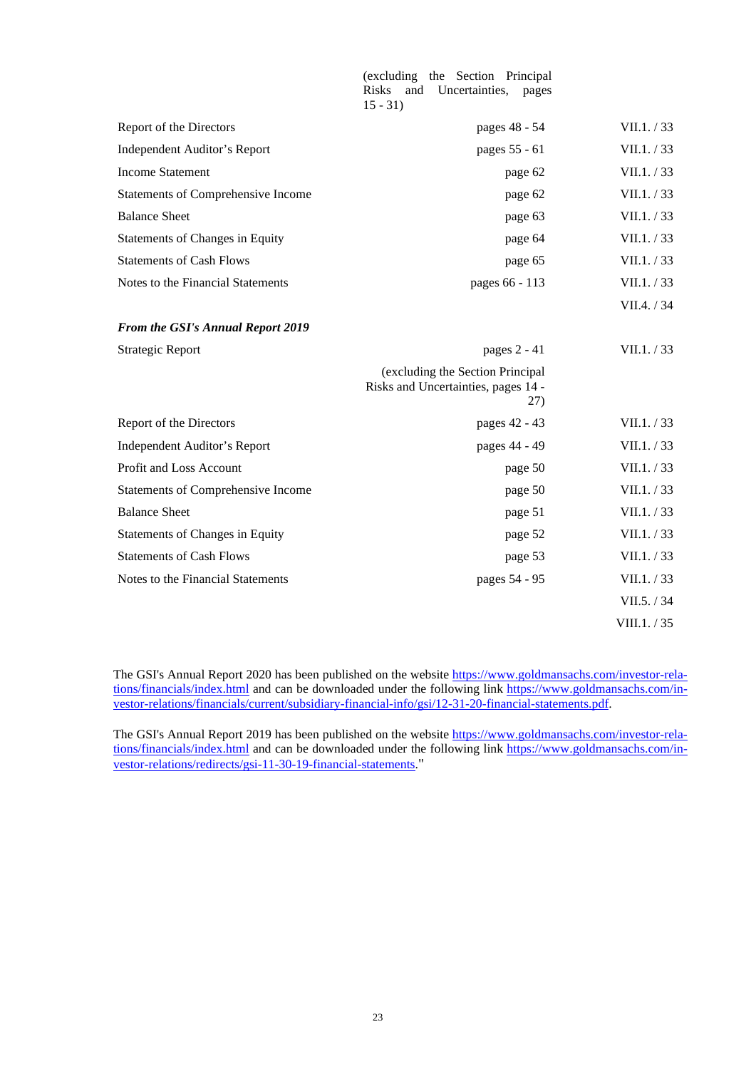| | | |
|---|---|---|
| | (excluding the Section Principal Risks and Uncertainties, pages 15 - 31) | |
| Report of the Directors | pages 48 - 54 | VII.1. / 33 |
| Independent Auditor's Report | pages 55 - 61 | VII.1. / 33 |
| Income Statement | page 62 | VII.1. / 33 |
| Statements of Comprehensive Income | page 62 | VII.1. / 33 |
| Balance Sheet | page 63 | VII.1. / 33 |
| Statements of Changes in Equity | page 64 | VII.1. / 33 |
| Statements of Cash Flows | page 65 | VII.1. / 33 |
| Notes to the Financial Statements | pages 66 - 113 | VII.1. / 33 |
| | | VII.4. / 34 |
| ***From the GSI's Annual Report 2019*** | | |
| Strategic Report | pages 2 - 41 | VII.1. / 33 |
| | (excluding the Section Principal Risks and Uncertainties, pages 14 - 27) | |
| Report of the Directors | pages 42 - 43 | VII.1. / 33 |
| Independent Auditor's Report | pages 44 - 49 | VII.1. / 33 |
| Profit and Loss Account | page 50 | VII.1. / 33 |
| Statements of Comprehensive Income | page 50 | VII.1. / 33 |
| Balance Sheet | page 51 | VII.1. / 33 |
| Statements of Changes in Equity | page 52 | VII.1. / 33 |
| Statements of Cash Flows | page 53 | VII.1. / 33 |
| Notes to the Financial Statements | pages 54 - 95 | VII.1. / 33 |
| | | VII.5. / 34 |
| | | VIII.1. / 35 |

The GSI's Annual Report 2020 has been published on the website https://www.goldmansachs.com/investor-relations/financials/index.html and can be downloaded under the following link https://www.goldmansachs.com/investor-relations/financials/current/subsidiary-financial-info/gsi/12-31-20-financial-statements.pdf.

The GSI's Annual Report 2019 has been published on the website https://www.goldmansachs.com/investor-relations/financials/index.html and can be downloaded under the following link https://www.goldmansachs.com/investor-relations/redirects/gsi-11-30-19-financial-statements."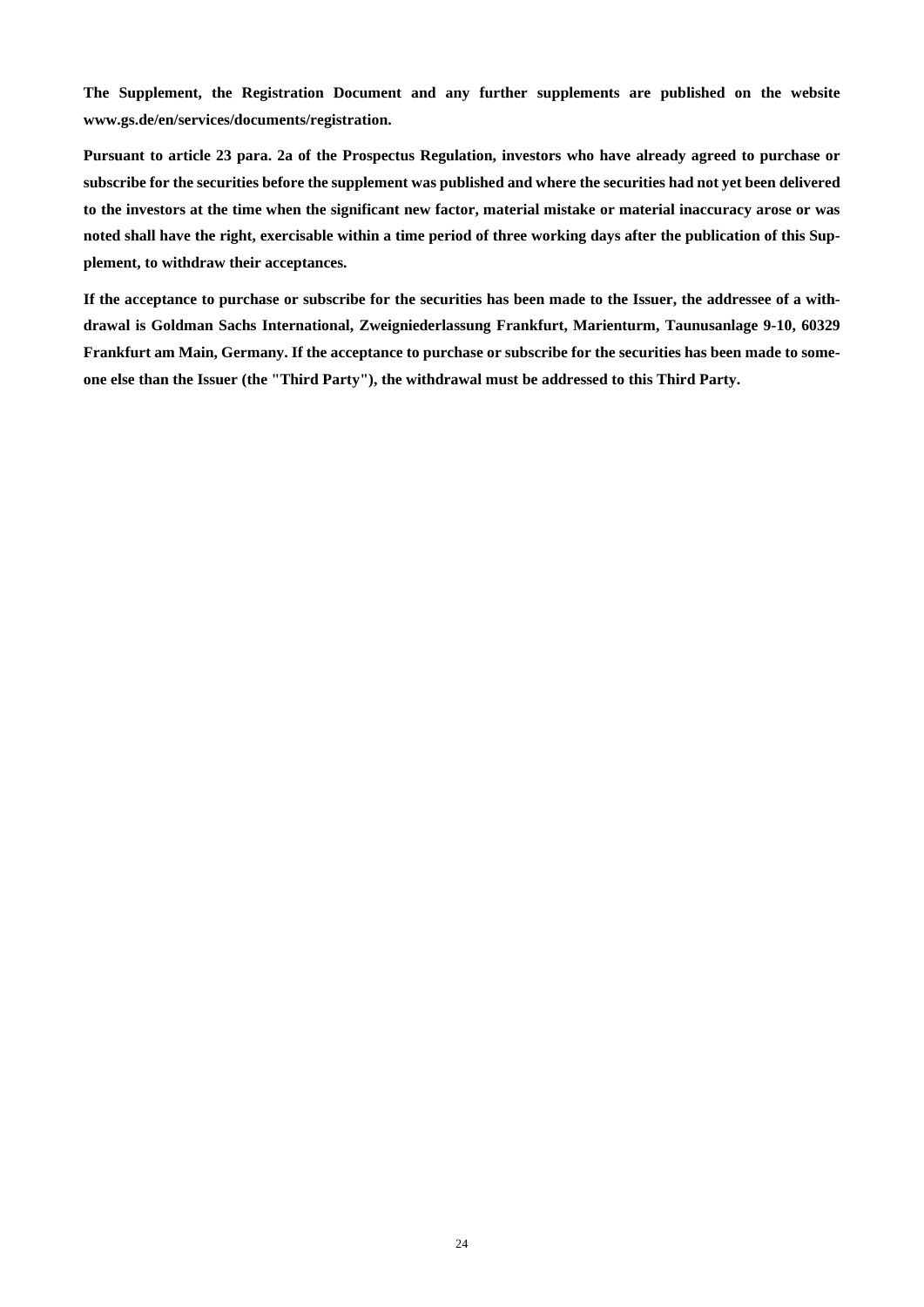**The Supplement, the Registration Document and any further supplements are published on the website www.gs.de/en/services/documents/registration.**

**Pursuant to article 23 para. 2a of the Prospectus Regulation, investors who have already agreed to purchase or subscribe for the securities before the supplement was published and where the securities had not yet been delivered to the investors at the time when the significant new factor, material mistake or material inaccuracy arose or was noted shall have the right, exercisable within a time period of three working days after the publication of this Supplement, to withdraw their acceptances.**

**If the acceptance to purchase or subscribe for the securities has been made to the Issuer, the addressee of a withdrawal is Goldman Sachs International, Zweigniederlassung Frankfurt, Marienturm, Taunusanlage 9-10, 60329 Frankfurt am Main, Germany. If the acceptance to purchase or subscribe for the securities has been made to someone else than the Issuer (the "Third Party"), the withdrawal must be addressed to this Third Party.**